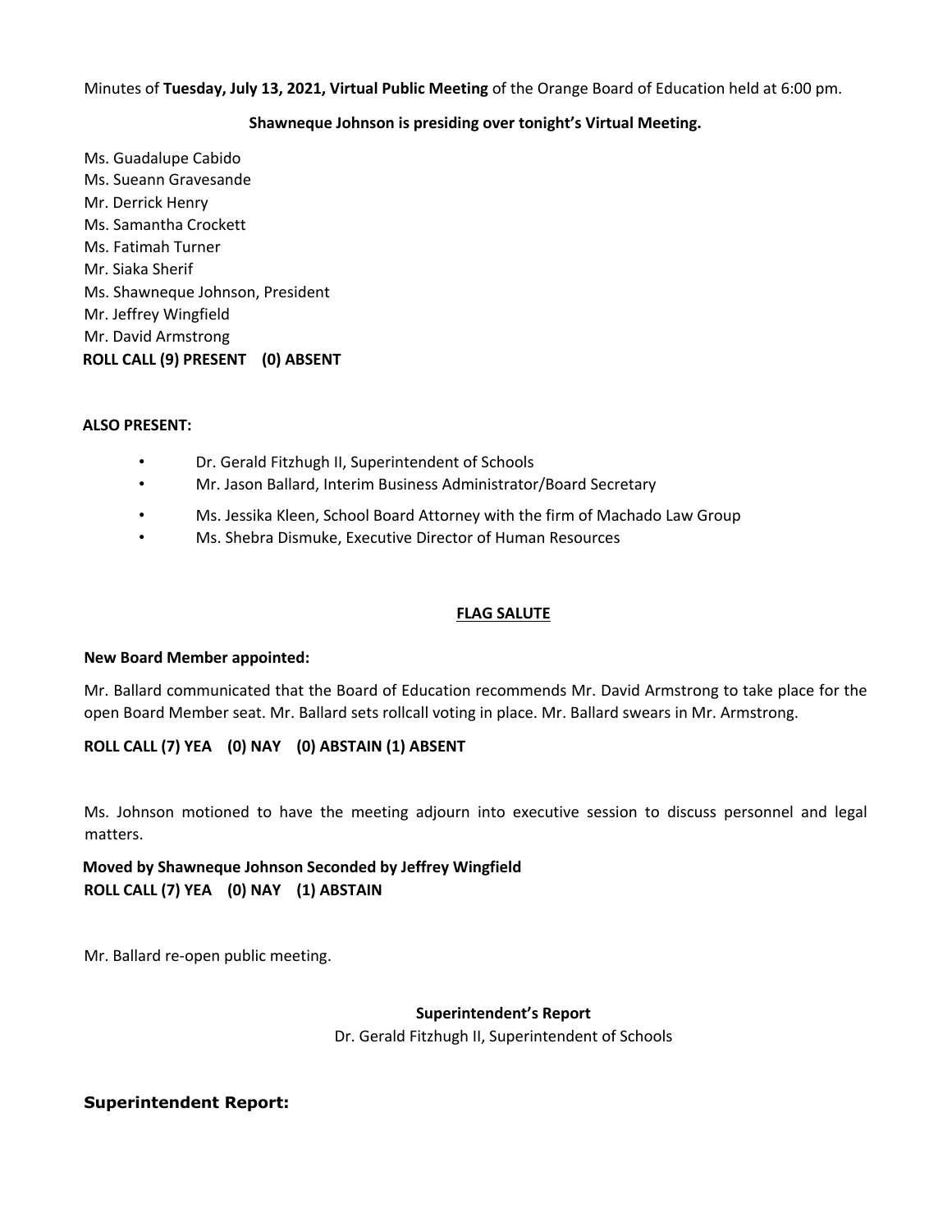Minutes of **Tuesday, July 13, 2021, Virtual Public Meeting** of the Orange Board of Education held at 6:00 pm.

**Shawneque Johnson is presiding over tonight's Virtual Meeting.**

Ms. Guadalupe Cabido
Ms. Sueann Gravesande
Mr. Derrick Henry
Ms. Samantha Crockett
Ms. Fatimah Turner
Mr. Siaka Sherif
Ms. Shawneque Johnson, President
Mr. Jeffrey Wingfield
Mr. David Armstrong
**ROLL CALL (9) PRESENT (0) ABSENT**

**ALSO PRESENT:**

- Dr. Gerald Fitzhugh II, Superintendent of Schools
- Mr. Jason Ballard, Interim Business Administrator/Board Secretary
- Ms. Jessika Kleen, School Board Attorney with the firm of Machado Law Group
- Ms. Shebra Dismuke, Executive Director of Human Resources

**FLAG SALUTE**

**New Board Member appointed:**

Mr. Ballard communicated that the Board of Education recommends Mr. David Armstrong to take place for the open Board Member seat. Mr. Ballard sets rollcall voting in place. Mr. Ballard swears in Mr. Armstrong.

**ROLL CALL (7) YEA (0) NAY (0) ABSTAIN (1) ABSENT**

Ms. Johnson motioned to have the meeting adjourn into executive session to discuss personnel and legal matters.

**Moved by Shawneque Johnson Seconded by Jeffrey Wingfield**
**ROLL CALL (7) YEA (0) NAY (1) ABSTAIN**

Mr. Ballard re-open public meeting.

**Superintendent's Report**
Dr. Gerald Fitzhugh II, Superintendent of Schools

**Superintendent Report:**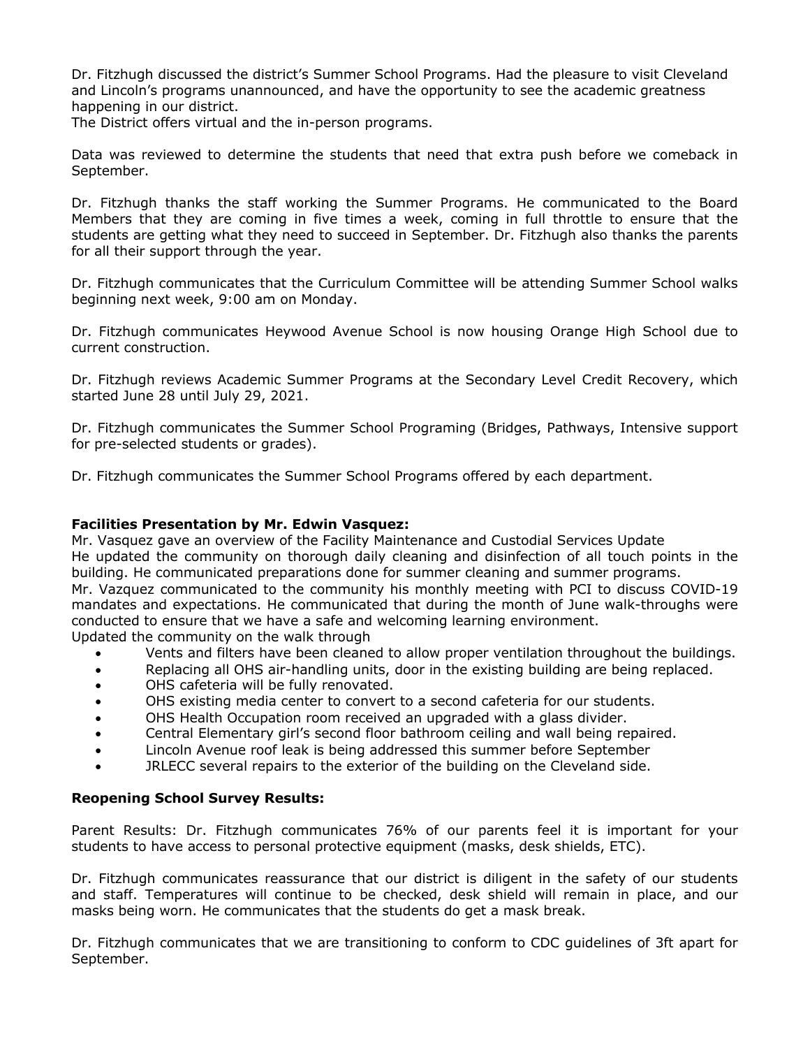Dr. Fitzhugh discussed the district's Summer School Programs. Had the pleasure to visit Cleveland and Lincoln's programs unannounced, and have the opportunity to see the academic greatness happening in our district.
The District offers virtual and the in-person programs.

Data was reviewed to determine the students that need that extra push before we comeback in September.

Dr. Fitzhugh thanks the staff working the Summer Programs. He communicated to the Board Members that they are coming in five times a week, coming in full throttle to ensure that the students are getting what they need to succeed in September. Dr. Fitzhugh also thanks the parents for all their support through the year.

Dr. Fitzhugh communicates that the Curriculum Committee will be attending Summer School walks beginning next week, 9:00 am on Monday.

Dr. Fitzhugh communicates Heywood Avenue School is now housing Orange High School due to current construction.

Dr. Fitzhugh reviews Academic Summer Programs at the Secondary Level Credit Recovery, which started June 28 until July 29, 2021.

Dr. Fitzhugh communicates the Summer School Programing (Bridges, Pathways, Intensive support for pre-selected students or grades).

Dr. Fitzhugh communicates the Summer School Programs offered by each department.

**Facilities Presentation by Mr. Edwin Vasquez:**
Mr. Vasquez gave an overview of the Facility Maintenance and Custodial Services Update
He updated the community on thorough daily cleaning and disinfection of all touch points in the building. He communicated preparations done for summer cleaning and summer programs.
Mr. Vazquez communicated to the community his monthly meeting with PCI to discuss COVID-19 mandates and expectations. He communicated that during the month of June walk-throughs were conducted to ensure that we have a safe and welcoming learning environment.
Updated the community on the walk through

- Vents and filters have been cleaned to allow proper ventilation throughout the buildings.
- Replacing all OHS air-handling units, door in the existing building are being replaced.
- OHS cafeteria will be fully renovated.
- OHS existing media center to convert to a second cafeteria for our students.
- OHS Health Occupation room received an upgraded with a glass divider.
- Central Elementary girl's second floor bathroom ceiling and wall being repaired.
- Lincoln Avenue roof leak is being addressed this summer before September
- JRLECC several repairs to the exterior of the building on the Cleveland side.

**Reopening School Survey Results:**

Parent Results: Dr. Fitzhugh communicates 76% of our parents feel it is important for your students to have access to personal protective equipment (masks, desk shields, ETC).

Dr. Fitzhugh communicates reassurance that our district is diligent in the safety of our students and staff. Temperatures will continue to be checked, desk shield will remain in place, and our masks being worn. He communicates that the students do get a mask break.

Dr. Fitzhugh communicates that we are transitioning to conform to CDC guidelines of 3ft apart for September.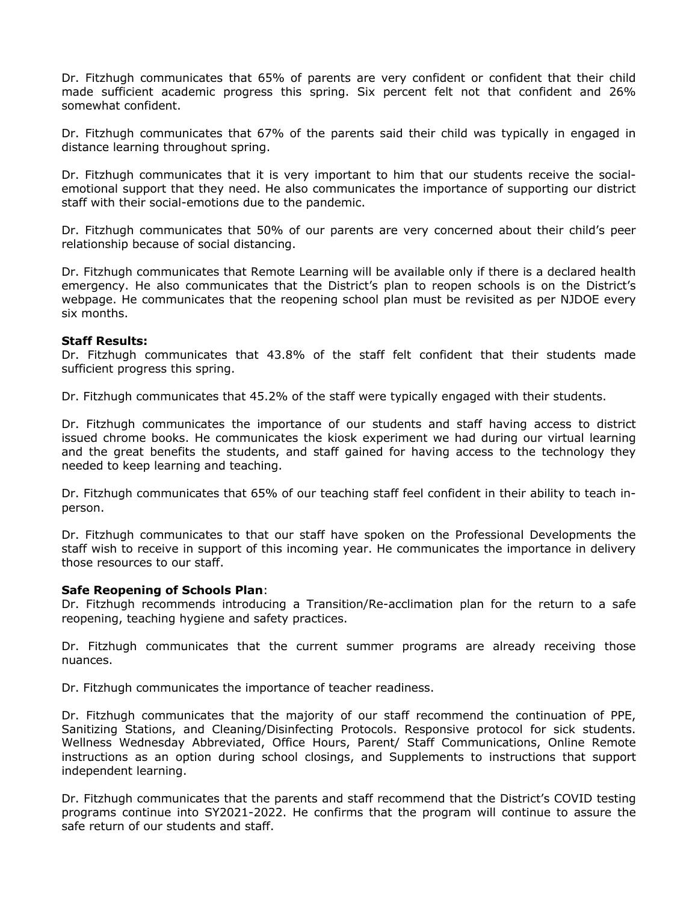Dr. Fitzhugh communicates that 65% of parents are very confident or confident that their child made sufficient academic progress this spring. Six percent felt not that confident and 26% somewhat confident.

Dr. Fitzhugh communicates that 67% of the parents said their child was typically in engaged in distance learning throughout spring.

Dr. Fitzhugh communicates that it is very important to him that our students receive the social-emotional support that they need. He also communicates the importance of supporting our district staff with their social-emotions due to the pandemic.

Dr. Fitzhugh communicates that 50% of our parents are very concerned about their child's peer relationship because of social distancing.

Dr. Fitzhugh communicates that Remote Learning will be available only if there is a declared health emergency. He also communicates that the District's plan to reopen schools is on the District's webpage. He communicates that the reopening school plan must be revisited as per NJDOE every six months.

**Staff Results:**
Dr. Fitzhugh communicates that 43.8% of the staff felt confident that their students made sufficient progress this spring.

Dr. Fitzhugh communicates that 45.2% of the staff were typically engaged with their students.

Dr. Fitzhugh communicates the importance of our students and staff having access to district issued chrome books. He communicates the kiosk experiment we had during our virtual learning and the great benefits the students, and staff gained for having access to the technology they needed to keep learning and teaching.

Dr. Fitzhugh communicates that 65% of our teaching staff feel confident in their ability to teach in-person.

Dr. Fitzhugh communicates to that our staff have spoken on the Professional Developments the staff wish to receive in support of this incoming year. He communicates the importance in delivery those resources to our staff.

**Safe Reopening of Schools Plan**:
Dr. Fitzhugh recommends introducing a Transition/Re-acclimation plan for the return to a safe reopening, teaching hygiene and safety practices.

Dr. Fitzhugh communicates that the current summer programs are already receiving those nuances.

Dr. Fitzhugh communicates the importance of teacher readiness.

Dr. Fitzhugh communicates that the majority of our staff recommend the continuation of PPE, Sanitizing Stations, and Cleaning/Disinfecting Protocols. Responsive protocol for sick students. Wellness Wednesday Abbreviated, Office Hours, Parent/ Staff Communications, Online Remote instructions as an option during school closings, and Supplements to instructions that support independent learning.

Dr. Fitzhugh communicates that the parents and staff recommend that the District's COVID testing programs continue into SY2021-2022. He confirms that the program will continue to assure the safe return of our students and staff.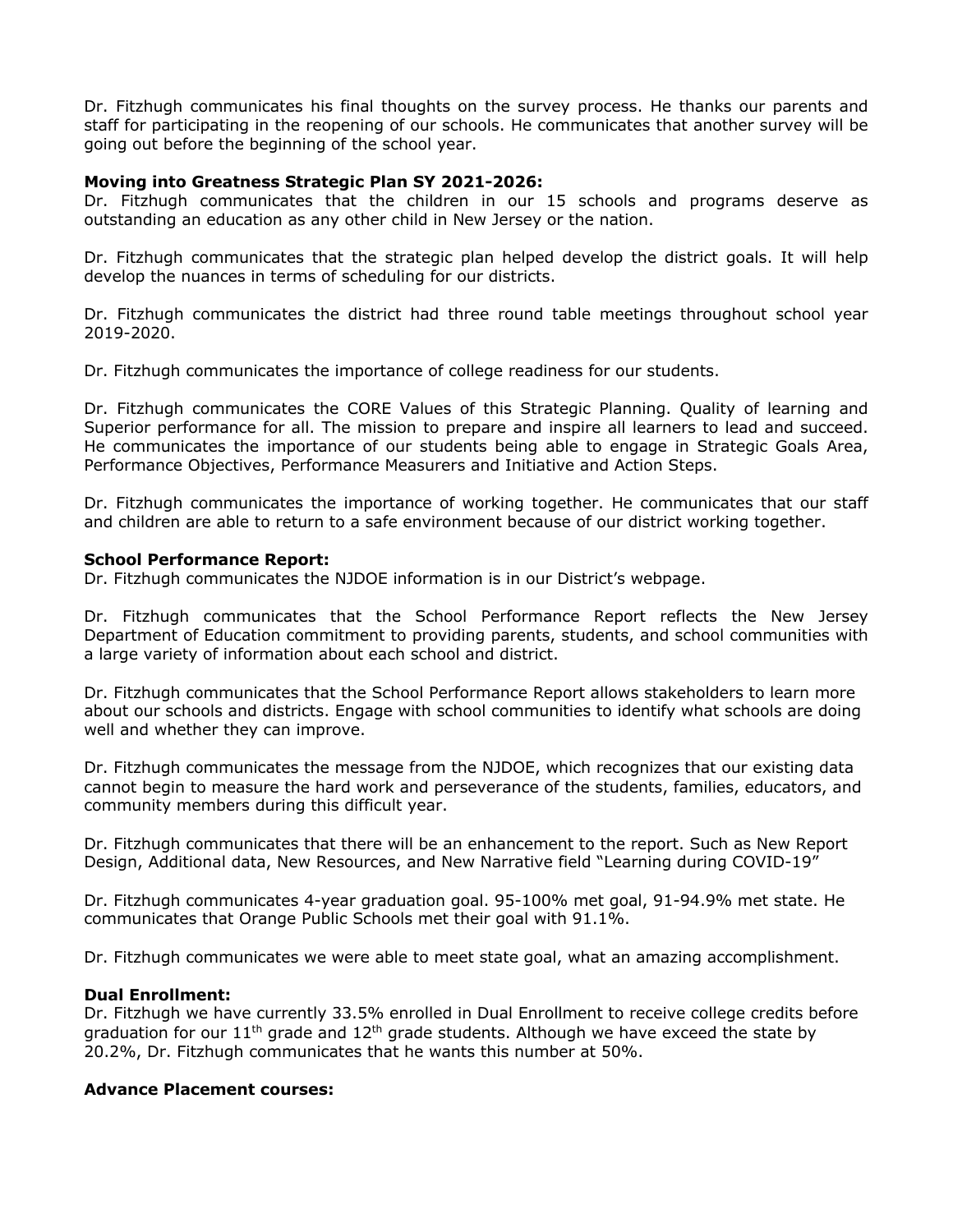Dr. Fitzhugh communicates his final thoughts on the survey process. He thanks our parents and staff for participating in the reopening of our schools. He communicates that another survey will be going out before the beginning of the school year.

**Moving into Greatness Strategic Plan SY 2021-2026:**
Dr. Fitzhugh communicates that the children in our 15 schools and programs deserve as outstanding an education as any other child in New Jersey or the nation.

Dr. Fitzhugh communicates that the strategic plan helped develop the district goals. It will help develop the nuances in terms of scheduling for our districts.

Dr. Fitzhugh communicates the district had three round table meetings throughout school year 2019-2020.

Dr. Fitzhugh communicates the importance of college readiness for our students.

Dr. Fitzhugh communicates the CORE Values of this Strategic Planning. Quality of learning and Superior performance for all. The mission to prepare and inspire all learners to lead and succeed. He communicates the importance of our students being able to engage in Strategic Goals Area, Performance Objectives, Performance Measurers and Initiative and Action Steps.

Dr. Fitzhugh communicates the importance of working together. He communicates that our staff and children are able to return to a safe environment because of our district working together.

**School Performance Report:**
Dr. Fitzhugh communicates the NJDOE information is in our District's webpage.

Dr. Fitzhugh communicates that the School Performance Report reflects the New Jersey Department of Education commitment to providing parents, students, and school communities with a large variety of information about each school and district.

Dr. Fitzhugh communicates that the School Performance Report allows stakeholders to learn more about our schools and districts. Engage with school communities to identify what schools are doing well and whether they can improve.

Dr. Fitzhugh communicates the message from the NJDOE, which recognizes that our existing data cannot begin to measure the hard work and perseverance of the students, families, educators, and community members during this difficult year.

Dr. Fitzhugh communicates that there will be an enhancement to the report. Such as New Report Design, Additional data, New Resources, and New Narrative field "Learning during COVID-19"

Dr. Fitzhugh communicates 4-year graduation goal. 95-100% met goal, 91-94.9% met state. He communicates that Orange Public Schools met their goal with 91.1%.

Dr. Fitzhugh communicates we were able to meet state goal, what an amazing accomplishment.

**Dual Enrollment:**
Dr. Fitzhugh we have currently 33.5% enrolled in Dual Enrollment to receive college credits before graduation for our 11th grade and 12th grade students. Although we have exceed the state by 20.2%, Dr. Fitzhugh communicates that he wants this number at 50%.

**Advance Placement courses:**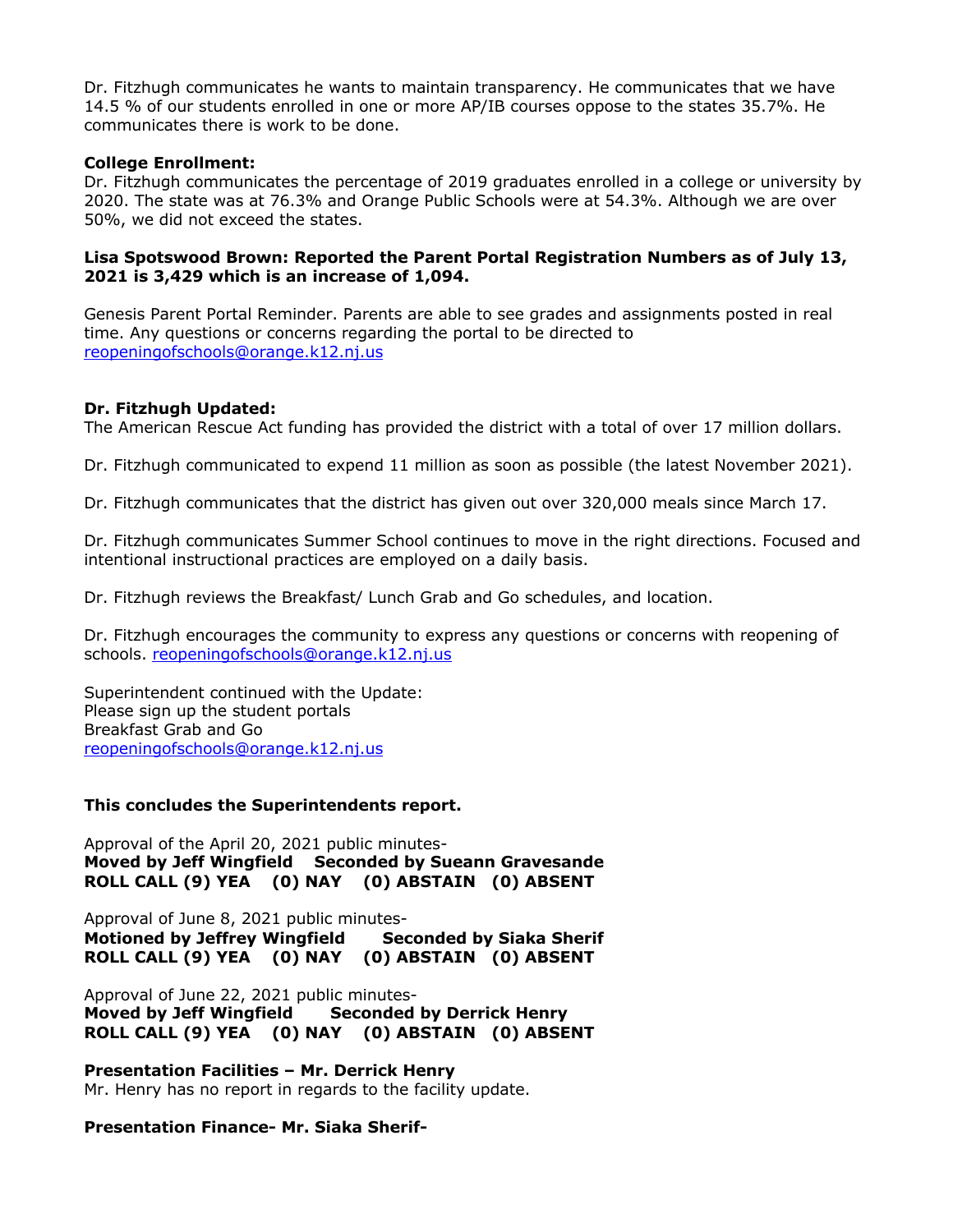Dr. Fitzhugh communicates he wants to maintain transparency. He communicates that we have 14.5 % of our students enrolled in one or more AP/IB courses oppose to the states 35.7%. He communicates there is work to be done.

**College Enrollment:**
Dr. Fitzhugh communicates the percentage of 2019 graduates enrolled in a college or university by 2020. The state was at 76.3% and Orange Public Schools were at 54.3%. Although we are over 50%, we did not exceed the states.

**Lisa Spotswood Brown: Reported the Parent Portal Registration Numbers as of July 13, 2021 is 3,429 which is an increase of 1,094.**

Genesis Parent Portal Reminder. Parents are able to see grades and assignments posted in real time. Any questions or concerns regarding the portal to be directed to reopeningofschools@orange.k12.nj.us

**Dr. Fitzhugh Updated:**
The American Rescue Act funding has provided the district with a total of over 17 million dollars.

Dr. Fitzhugh communicated to expend 11 million as soon as possible (the latest November 2021).

Dr. Fitzhugh communicates that the district has given out over 320,000 meals since March 17.

Dr. Fitzhugh communicates Summer School continues to move in the right directions. Focused and intentional instructional practices are employed on a daily basis.

Dr. Fitzhugh reviews the Breakfast/ Lunch Grab and Go schedules, and location.

Dr. Fitzhugh encourages the community to express any questions or concerns with reopening of schools. reopeningofschools@orange.k12.nj.us

Superintendent continued with the Update:
Please sign up the student portals
Breakfast Grab and Go
reopeningofschools@orange.k12.nj.us

**This concludes the Superintendents report.**

Approval of the April 20, 2021 public minutes-
**Moved by Jeff Wingfield Seconded by Sueann Gravesande**
**ROLL CALL (9) YEA (0) NAY (0) ABSTAIN (0) ABSENT**

Approval of June 8, 2021 public minutes-
**Motioned by Jeffrey Wingfield Seconded by Siaka Sherif**
**ROLL CALL (9) YEA (0) NAY (0) ABSTAIN (0) ABSENT**

Approval of June 22, 2021 public minutes-
**Moved by Jeff Wingfield Seconded by Derrick Henry**
**ROLL CALL (9) YEA (0) NAY (0) ABSTAIN (0) ABSENT**

**Presentation Facilities – Mr. Derrick Henry**
Mr. Henry has no report in regards to the facility update.

**Presentation Finance- Mr. Siaka Sherif-**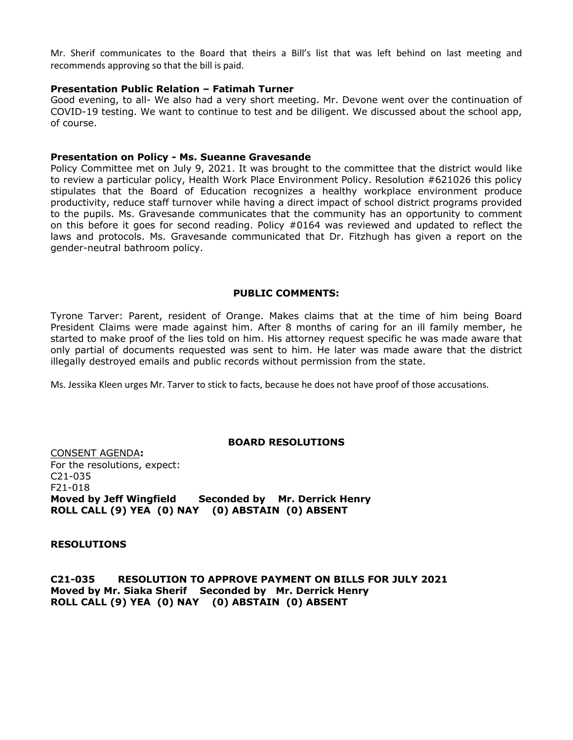Mr. Sherif communicates to the Board that theirs a Bill's list that was left behind on last meeting and recommends approving so that the bill is paid.

**Presentation Public Relation – Fatimah Turner**

Good evening, to all- We also had a very short meeting. Mr. Devone went over the continuation of COVID-19 testing. We want to continue to test and be diligent. We discussed about the school app, of course.

**Presentation on Policy - Ms. Sueanne Gravesande**

Policy Committee met on July 9, 2021. It was brought to the committee that the district would like to review a particular policy, Health Work Place Environment Policy. Resolution #621026 this policy stipulates that the Board of Education recognizes a healthy workplace environment produce productivity, reduce staff turnover while having a direct impact of school district programs provided to the pupils. Ms. Gravesande communicates that the community has an opportunity to comment on this before it goes for second reading. Policy #0164 was reviewed and updated to reflect the laws and protocols. Ms. Gravesande communicated that Dr. Fitzhugh has given a report on the gender-neutral bathroom policy.

**PUBLIC COMMENTS:**

Tyrone Tarver: Parent, resident of Orange. Makes claims that at the time of him being Board President Claims were made against him. After 8 months of caring for an ill family member, he started to make proof of the lies told on him. His attorney request specific he was made aware that only partial of documents requested was sent to him. He later was made aware that the district illegally destroyed emails and public records without permission from the state.

Ms. Jessika Kleen urges Mr. Tarver to stick to facts, because he does not have proof of those accusations.

**BOARD RESOLUTIONS**

CONSENT AGENDA**:**
For the resolutions, expect:
C21-035
F21-018
**Moved by Jeff Wingfield Seconded by Mr. Derrick Henry**
**ROLL CALL (9) YEA (0) NAY (0) ABSTAIN (0) ABSENT**

**RESOLUTIONS**

**C21-035 RESOLUTION TO APPROVE PAYMENT ON BILLS FOR JULY 2021**
**Moved by Mr. Siaka Sherif Seconded by Mr. Derrick Henry**
**ROLL CALL (9) YEA (0) NAY (0) ABSTAIN (0) ABSENT**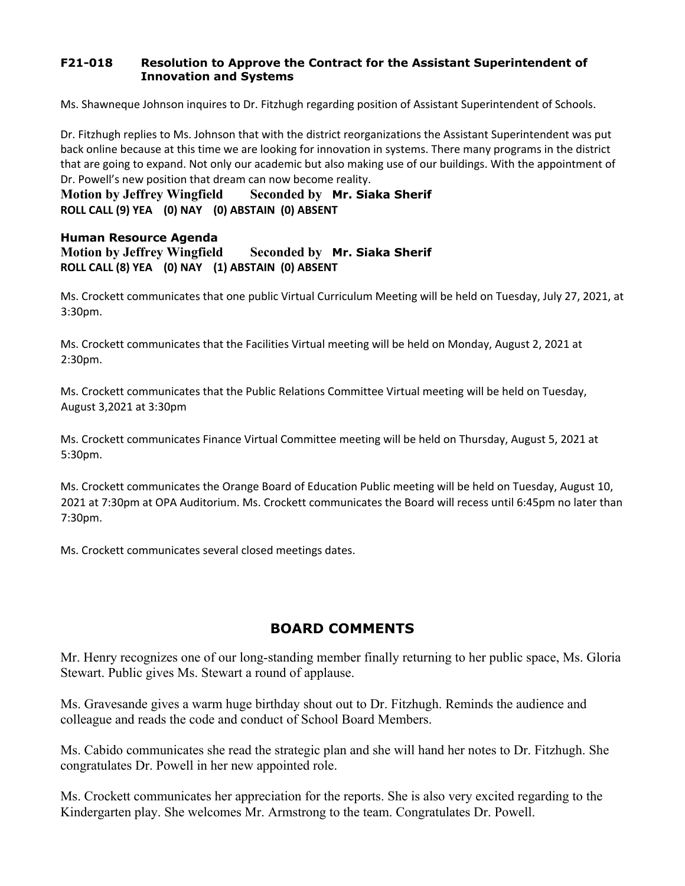**F21-018 Resolution to Approve the Contract for the Assistant Superintendent of Innovation and Systems**

Ms. Shawneque Johnson inquires to Dr. Fitzhugh regarding position of Assistant Superintendent of Schools.

Dr. Fitzhugh replies to Ms. Johnson that with the district reorganizations the Assistant Superintendent was put back online because at this time we are looking for innovation in systems. There many programs in the district that are going to expand. Not only our academic but also making use of our buildings. With the appointment of Dr. Powell's new position that dream can now become reality.

**Motion by Jeffrey Wingfield Seconded by Mr. Siaka Sherif**

**ROLL CALL (9) YEA (0) NAY (0) ABSTAIN (0) ABSENT**

**Human Resource Agenda**

**Motion by Jeffrey Wingfield Seconded by Mr. Siaka Sherif**

**ROLL CALL (8) YEA (0) NAY (1) ABSTAIN (0) ABSENT**

Ms. Crockett communicates that one public Virtual Curriculum Meeting will be held on Tuesday, July 27, 2021, at 3:30pm.

Ms. Crockett communicates that the Facilities Virtual meeting will be held on Monday, August 2, 2021 at 2:30pm.

Ms. Crockett communicates that the Public Relations Committee Virtual meeting will be held on Tuesday, August 3,2021 at 3:30pm

Ms. Crockett communicates Finance Virtual Committee meeting will be held on Thursday, August 5, 2021 at 5:30pm.

Ms. Crockett communicates the Orange Board of Education Public meeting will be held on Tuesday, August 10, 2021 at 7:30pm at OPA Auditorium. Ms. Crockett communicates the Board will recess until 6:45pm no later than 7:30pm.

Ms. Crockett communicates several closed meetings dates.

## BOARD COMMENTS

Mr. Henry recognizes one of our long-standing member finally returning to her public space, Ms. Gloria Stewart. Public gives Ms. Stewart a round of applause.

Ms. Gravesande gives a warm huge birthday shout out to Dr. Fitzhugh. Reminds the audience and colleague and reads the code and conduct of School Board Members.

Ms. Cabido communicates she read the strategic plan and she will hand her notes to Dr. Fitzhugh. She congratulates Dr. Powell in her new appointed role.

Ms. Crockett communicates her appreciation for the reports. She is also very excited regarding to the Kindergarten play. She welcomes Mr. Armstrong to the team. Congratulates Dr. Powell.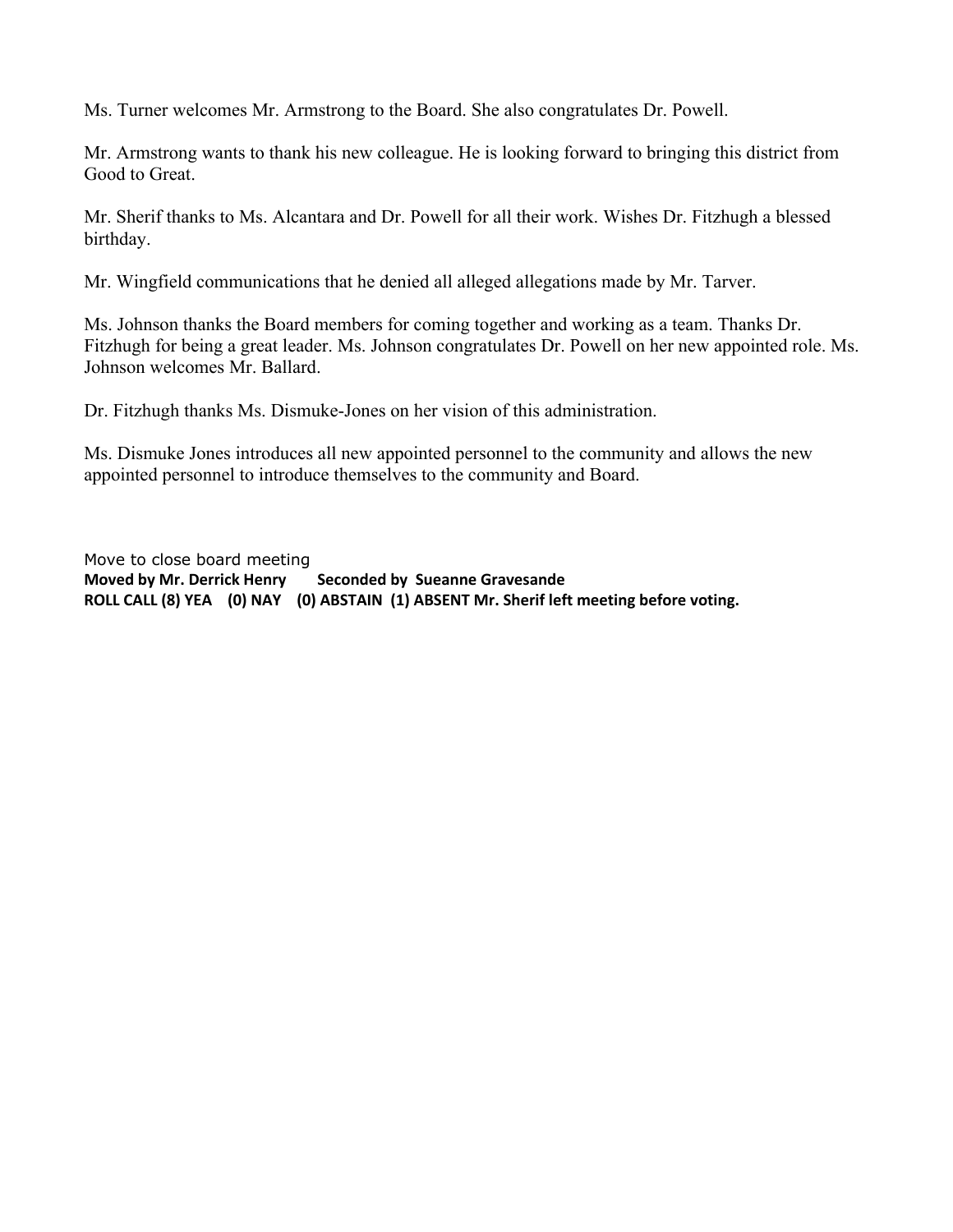Ms. Turner welcomes Mr. Armstrong to the Board. She also congratulates Dr. Powell.

Mr. Armstrong wants to thank his new colleague. He is looking forward to bringing this district from Good to Great.

Mr. Sherif thanks to Ms. Alcantara and Dr. Powell for all their work. Wishes Dr. Fitzhugh a blessed birthday.

Mr. Wingfield communications that he denied all alleged allegations made by Mr. Tarver.

Ms. Johnson thanks the Board members for coming together and working as a team. Thanks Dr. Fitzhugh for being a great leader. Ms. Johnson congratulates Dr. Powell on her new appointed role. Ms. Johnson welcomes Mr. Ballard.

Dr. Fitzhugh thanks Ms. Dismuke-Jones on her vision of this administration.

Ms. Dismuke Jones introduces all new appointed personnel to the community and allows the new appointed personnel to introduce themselves to the community and Board.

Move to close board meeting
**Moved by Mr. Derrick Henry Seconded by Sueanne Gravesande**
**ROLL CALL (8) YEA (0) NAY (0) ABSTAIN (1) ABSENT Mr. Sherif left meeting before voting.**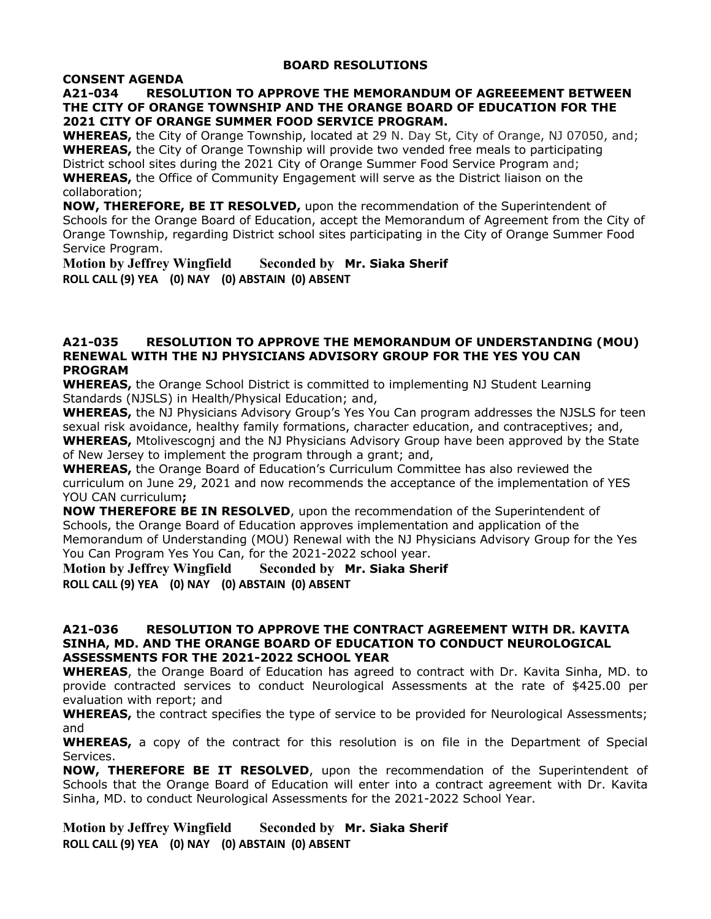## BOARD RESOLUTIONS

**CONSENT AGENDA**

### A21-034 RESOLUTION TO APPROVE THE MEMORANDUM OF AGREEEMENT BETWEEN THE CITY OF ORANGE TOWNSHIP AND THE ORANGE BOARD OF EDUCATION FOR THE 2021 CITY OF ORANGE SUMMER FOOD SERVICE PROGRAM.

**WHEREAS,** the City of Orange Township, located at 29 N. Day St, City of Orange, NJ 07050, and;
**WHEREAS,** the City of Orange Township will provide two vended free meals to participating District school sites during the 2021 City of Orange Summer Food Service Program and;
**WHEREAS,** the Office of Community Engagement will serve as the District liaison on the collaboration;
**NOW, THEREFORE, BE IT RESOLVED,** upon the recommendation of the Superintendent of Schools for the Orange Board of Education, accept the Memorandum of Agreement from the City of Orange Township, regarding District school sites participating in the City of Orange Summer Food Service Program.

**Motion by Jeffrey Wingfield Seconded by Mr. Siaka Sherif**
**ROLL CALL (9) YEA (0) NAY (0) ABSTAIN (0) ABSENT**

### A21-035 RESOLUTION TO APPROVE THE MEMORANDUM OF UNDERSTANDING (MOU) RENEWAL WITH THE NJ PHYSICIANS ADVISORY GROUP FOR THE YES YOU CAN PROGRAM

**WHEREAS,** the Orange School District is committed to implementing NJ Student Learning Standards (NJSLS) in Health/Physical Education; and,
**WHEREAS,** the NJ Physicians Advisory Group's Yes You Can program addresses the NJSLS for teen sexual risk avoidance, healthy family formations, character education, and contraceptives; and,
**WHEREAS,** Mtolivescognj and the NJ Physicians Advisory Group have been approved by the State of New Jersey to implement the program through a grant; and,
**WHEREAS,** the Orange Board of Education's Curriculum Committee has also reviewed the curriculum on June 29, 2021 and now recommends the acceptance of the implementation of YES YOU CAN curriculum**;**
**NOW THEREFORE BE IN RESOLVED**, upon the recommendation of the Superintendent of Schools, the Orange Board of Education approves implementation and application of the Memorandum of Understanding (MOU) Renewal with the NJ Physicians Advisory Group for the Yes You Can Program Yes You Can, for the 2021-2022 school year.

**Motion by Jeffrey Wingfield Seconded by Mr. Siaka Sherif**
**ROLL CALL (9) YEA (0) NAY (0) ABSTAIN (0) ABSENT**

### A21-036 RESOLUTION TO APPROVE THE CONTRACT AGREEMENT WITH DR. KAVITA SINHA, MD. AND THE ORANGE BOARD OF EDUCATION TO CONDUCT NEUROLOGICAL ASSESSMENTS FOR THE 2021-2022 SCHOOL YEAR

**WHEREAS**, the Orange Board of Education has agreed to contract with Dr. Kavita Sinha, MD. to provide contracted services to conduct Neurological Assessments at the rate of $425.00 per evaluation with report; and
**WHEREAS,** the contract specifies the type of service to be provided for Neurological Assessments; and
**WHEREAS,** a copy of the contract for this resolution is on file in the Department of Special Services.
**NOW, THEREFORE BE IT RESOLVED**, upon the recommendation of the Superintendent of Schools that the Orange Board of Education will enter into a contract agreement with Dr. Kavita Sinha, MD. to conduct Neurological Assessments for the 2021-2022 School Year.

**Motion by Jeffrey Wingfield Seconded by Mr. Siaka Sherif**
**ROLL CALL (9) YEA (0) NAY (0) ABSTAIN (0) ABSENT**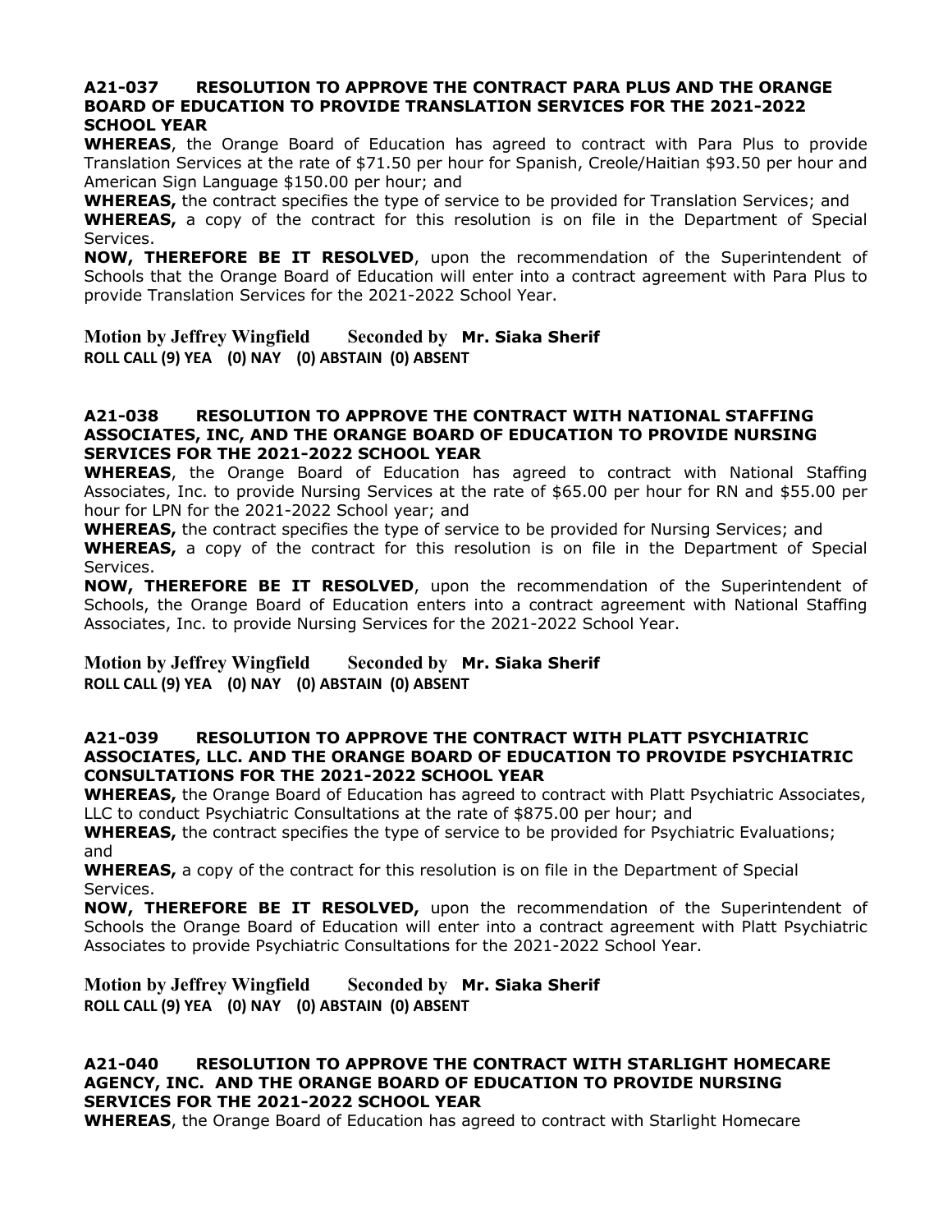**A21-037 RESOLUTION TO APPROVE THE CONTRACT PARA PLUS AND THE ORANGE BOARD OF EDUCATION TO PROVIDE TRANSLATION SERVICES FOR THE 2021-2022 SCHOOL YEAR**

**WHEREAS**, the Orange Board of Education has agreed to contract with Para Plus to provide Translation Services at the rate of $71.50 per hour for Spanish, Creole/Haitian $93.50 per hour and American Sign Language $150.00 per hour; and

**WHEREAS,** the contract specifies the type of service to be provided for Translation Services; and

**WHEREAS,** a copy of the contract for this resolution is on file in the Department of Special Services.

**NOW, THEREFORE BE IT RESOLVED**, upon the recommendation of the Superintendent of Schools that the Orange Board of Education will enter into a contract agreement with Para Plus to provide Translation Services for the 2021-2022 School Year.

**Motion by Jeffrey Wingfield Seconded by Mr. Siaka Sherif**
**ROLL CALL (9) YEA (0) NAY (0) ABSTAIN (0) ABSENT**

**A21-038 RESOLUTION TO APPROVE THE CONTRACT WITH NATIONAL STAFFING ASSOCIATES, INC, AND THE ORANGE BOARD OF EDUCATION TO PROVIDE NURSING SERVICES FOR THE 2021-2022 SCHOOL YEAR**

**WHEREAS**, the Orange Board of Education has agreed to contract with National Staffing Associates, Inc. to provide Nursing Services at the rate of $65.00 per hour for RN and $55.00 per hour for LPN for the 2021-2022 School year; and

**WHEREAS,** the contract specifies the type of service to be provided for Nursing Services; and

**WHEREAS,** a copy of the contract for this resolution is on file in the Department of Special Services.

**NOW, THEREFORE BE IT RESOLVED**, upon the recommendation of the Superintendent of Schools, the Orange Board of Education enters into a contract agreement with National Staffing Associates, Inc. to provide Nursing Services for the 2021-2022 School Year.

**Motion by Jeffrey Wingfield Seconded by Mr. Siaka Sherif**
**ROLL CALL (9) YEA (0) NAY (0) ABSTAIN (0) ABSENT**

**A21-039 RESOLUTION TO APPROVE THE CONTRACT WITH PLATT PSYCHIATRIC ASSOCIATES, LLC. AND THE ORANGE BOARD OF EDUCATION TO PROVIDE PSYCHIATRIC CONSULTATIONS FOR THE 2021-2022 SCHOOL YEAR**

**WHEREAS,** the Orange Board of Education has agreed to contract with Platt Psychiatric Associates, LLC to conduct Psychiatric Consultations at the rate of $875.00 per hour; and

**WHEREAS,** the contract specifies the type of service to be provided for Psychiatric Evaluations; and

**WHEREAS,** a copy of the contract for this resolution is on file in the Department of Special Services.

**NOW, THEREFORE BE IT RESOLVED,** upon the recommendation of the Superintendent of Schools the Orange Board of Education will enter into a contract agreement with Platt Psychiatric Associates to provide Psychiatric Consultations for the 2021-2022 School Year.

**Motion by Jeffrey Wingfield Seconded by Mr. Siaka Sherif**
**ROLL CALL (9) YEA (0) NAY (0) ABSTAIN (0) ABSENT**

**A21-040 RESOLUTION TO APPROVE THE CONTRACT WITH STARLIGHT HOMECARE AGENCY, INC. AND THE ORANGE BOARD OF EDUCATION TO PROVIDE NURSING SERVICES FOR THE 2021-2022 SCHOOL YEAR**

**WHEREAS**, the Orange Board of Education has agreed to contract with Starlight Homecare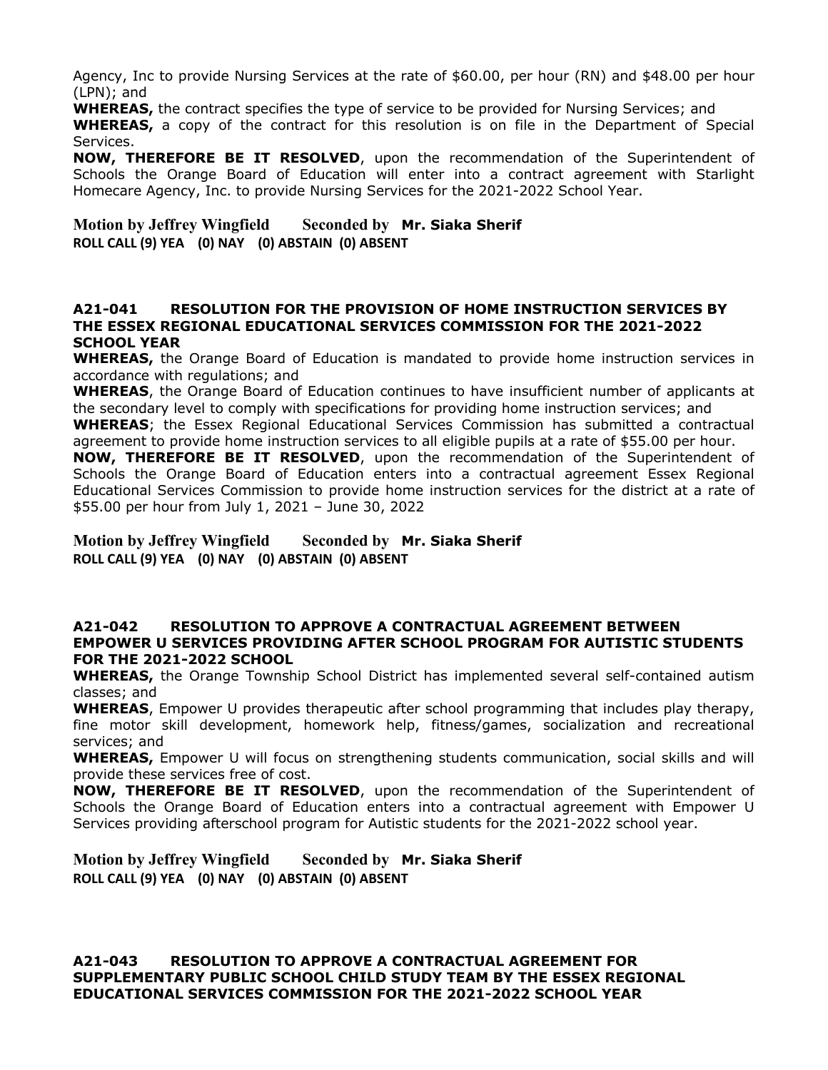Agency, Inc to provide Nursing Services at the rate of $60.00, per hour (RN) and $48.00 per hour (LPN); and

**WHEREAS,** the contract specifies the type of service to be provided for Nursing Services; and

**WHEREAS,** a copy of the contract for this resolution is on file in the Department of Special Services.

**NOW, THEREFORE BE IT RESOLVED**, upon the recommendation of the Superintendent of Schools the Orange Board of Education will enter into a contract agreement with Starlight Homecare Agency, Inc. to provide Nursing Services for the 2021-2022 School Year.

**Motion by Jeffrey Wingfield Seconded by Mr. Siaka Sherif**
**ROLL CALL (9) YEA (0) NAY (0) ABSTAIN (0) ABSENT**

### A21-041 RESOLUTION FOR THE PROVISION OF HOME INSTRUCTION SERVICES BY THE ESSEX REGIONAL EDUCATIONAL SERVICES COMMISSION FOR THE 2021-2022 SCHOOL YEAR

**WHEREAS,** the Orange Board of Education is mandated to provide home instruction services in accordance with regulations; and

**WHEREAS**, the Orange Board of Education continues to have insufficient number of applicants at the secondary level to comply with specifications for providing home instruction services; and

**WHEREAS**; the Essex Regional Educational Services Commission has submitted a contractual agreement to provide home instruction services to all eligible pupils at a rate of $55.00 per hour.

**NOW, THEREFORE BE IT RESOLVED**, upon the recommendation of the Superintendent of Schools the Orange Board of Education enters into a contractual agreement Essex Regional Educational Services Commission to provide home instruction services for the district at a rate of $55.00 per hour from July 1, 2021 – June 30, 2022

**Motion by Jeffrey Wingfield Seconded by Mr. Siaka Sherif**
**ROLL CALL (9) YEA (0) NAY (0) ABSTAIN (0) ABSENT**

### A21-042 RESOLUTION TO APPROVE A CONTRACTUAL AGREEMENT BETWEEN EMPOWER U SERVICES PROVIDING AFTER SCHOOL PROGRAM FOR AUTISTIC STUDENTS FOR THE 2021-2022 SCHOOL

**WHEREAS,** the Orange Township School District has implemented several self-contained autism classes; and

**WHEREAS**, Empower U provides therapeutic after school programming that includes play therapy, fine motor skill development, homework help, fitness/games, socialization and recreational services; and

**WHEREAS,** Empower U will focus on strengthening students communication, social skills and will provide these services free of cost.

**NOW, THEREFORE BE IT RESOLVED**, upon the recommendation of the Superintendent of Schools the Orange Board of Education enters into a contractual agreement with Empower U Services providing afterschool program for Autistic students for the 2021-2022 school year.

**Motion by Jeffrey Wingfield Seconded by Mr. Siaka Sherif**
**ROLL CALL (9) YEA (0) NAY (0) ABSTAIN (0) ABSENT**

### A21-043 RESOLUTION TO APPROVE A CONTRACTUAL AGREEMENT FOR SUPPLEMENTARY PUBLIC SCHOOL CHILD STUDY TEAM BY THE ESSEX REGIONAL EDUCATIONAL SERVICES COMMISSION FOR THE 2021-2022 SCHOOL YEAR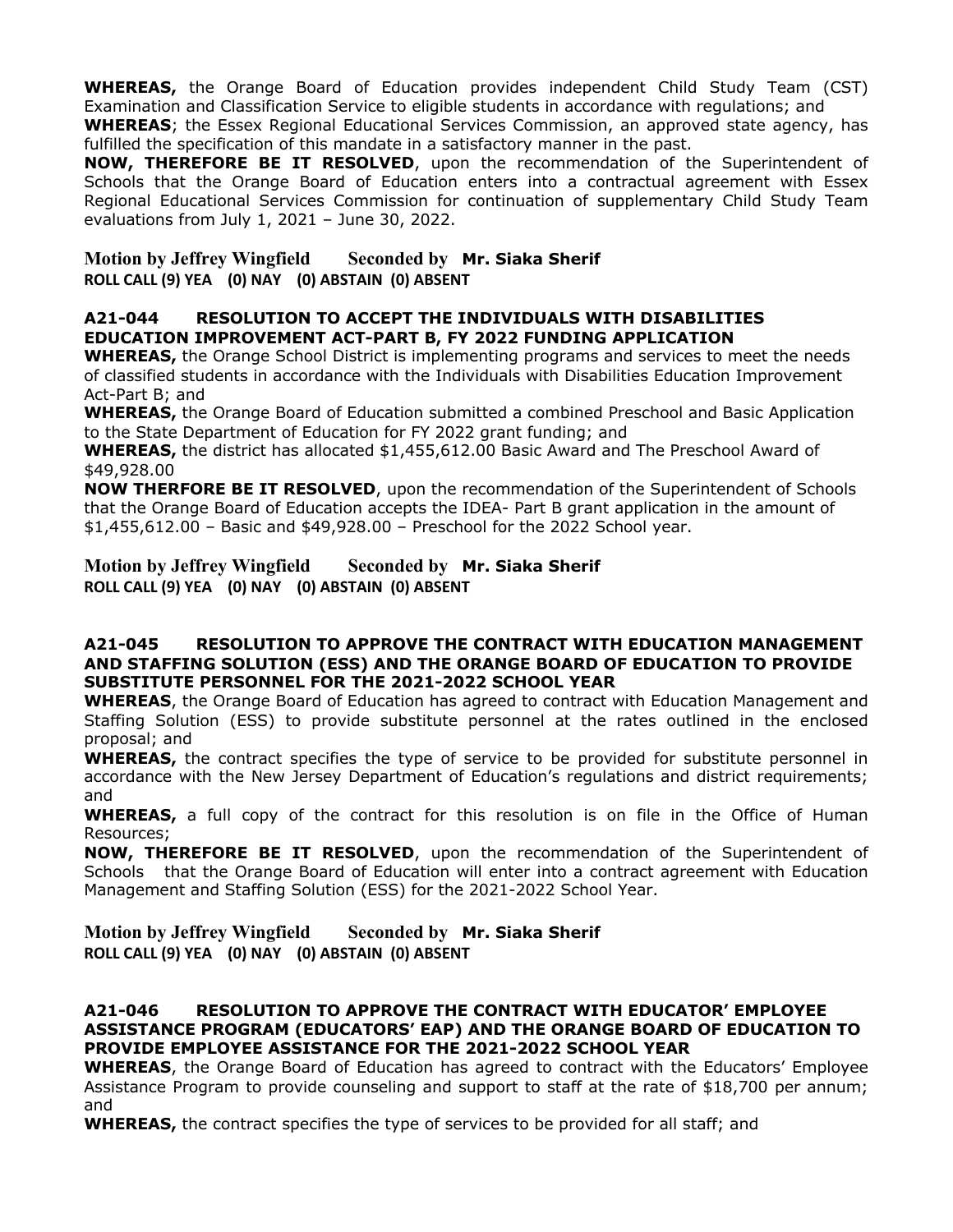**WHEREAS,** the Orange Board of Education provides independent Child Study Team (CST) Examination and Classification Service to eligible students in accordance with regulations; and

**WHEREAS**; the Essex Regional Educational Services Commission, an approved state agency, has fulfilled the specification of this mandate in a satisfactory manner in the past.

**NOW, THEREFORE BE IT RESOLVED**, upon the recommendation of the Superintendent of Schools that the Orange Board of Education enters into a contractual agreement with Essex Regional Educational Services Commission for continuation of supplementary Child Study Team evaluations from July 1, 2021 – June 30, 2022.

**Motion by Jeffrey Wingfield Seconded by Mr. Siaka Sherif**
**ROLL CALL (9) YEA (0) NAY (0) ABSTAIN (0) ABSENT**

### A21-044 RESOLUTION TO ACCEPT THE INDIVIDUALS WITH DISABILITIES EDUCATION IMPROVEMENT ACT-PART B, FY 2022 FUNDING APPLICATION

**WHEREAS,** the Orange School District is implementing programs and services to meet the needs of classified students in accordance with the Individuals with Disabilities Education Improvement Act-Part B; and

**WHEREAS,** the Orange Board of Education submitted a combined Preschool and Basic Application to the State Department of Education for FY 2022 grant funding; and

**WHEREAS,** the district has allocated $1,455,612.00 Basic Award and The Preschool Award of $49,928.00

**NOW THERFORE BE IT RESOLVED**, upon the recommendation of the Superintendent of Schools that the Orange Board of Education accepts the IDEA- Part B grant application in the amount of $1,455,612.00 – Basic and $49,928.00 – Preschool for the 2022 School year.

**Motion by Jeffrey Wingfield Seconded by Mr. Siaka Sherif**
**ROLL CALL (9) YEA (0) NAY (0) ABSTAIN (0) ABSENT**

### A21-045 RESOLUTION TO APPROVE THE CONTRACT WITH EDUCATION MANAGEMENT AND STAFFING SOLUTION (ESS) AND THE ORANGE BOARD OF EDUCATION TO PROVIDE SUBSTITUTE PERSONNEL FOR THE 2021-2022 SCHOOL YEAR

**WHEREAS**, the Orange Board of Education has agreed to contract with Education Management and Staffing Solution (ESS) to provide substitute personnel at the rates outlined in the enclosed proposal; and

**WHEREAS,** the contract specifies the type of service to be provided for substitute personnel in accordance with the New Jersey Department of Education's regulations and district requirements; and

**WHEREAS,** a full copy of the contract for this resolution is on file in the Office of Human Resources;

**NOW, THEREFORE BE IT RESOLVED**, upon the recommendation of the Superintendent of Schools that the Orange Board of Education will enter into a contract agreement with Education Management and Staffing Solution (ESS) for the 2021-2022 School Year.

**Motion by Jeffrey Wingfield Seconded by Mr. Siaka Sherif**
**ROLL CALL (9) YEA (0) NAY (0) ABSTAIN (0) ABSENT**

### A21-046 RESOLUTION TO APPROVE THE CONTRACT WITH EDUCATOR' EMPLOYEE ASSISTANCE PROGRAM (EDUCATORS' EAP) AND THE ORANGE BOARD OF EDUCATION TO PROVIDE EMPLOYEE ASSISTANCE FOR THE 2021-2022 SCHOOL YEAR

**WHEREAS**, the Orange Board of Education has agreed to contract with the Educators' Employee Assistance Program to provide counseling and support to staff at the rate of $18,700 per annum; and

**WHEREAS,** the contract specifies the type of services to be provided for all staff; and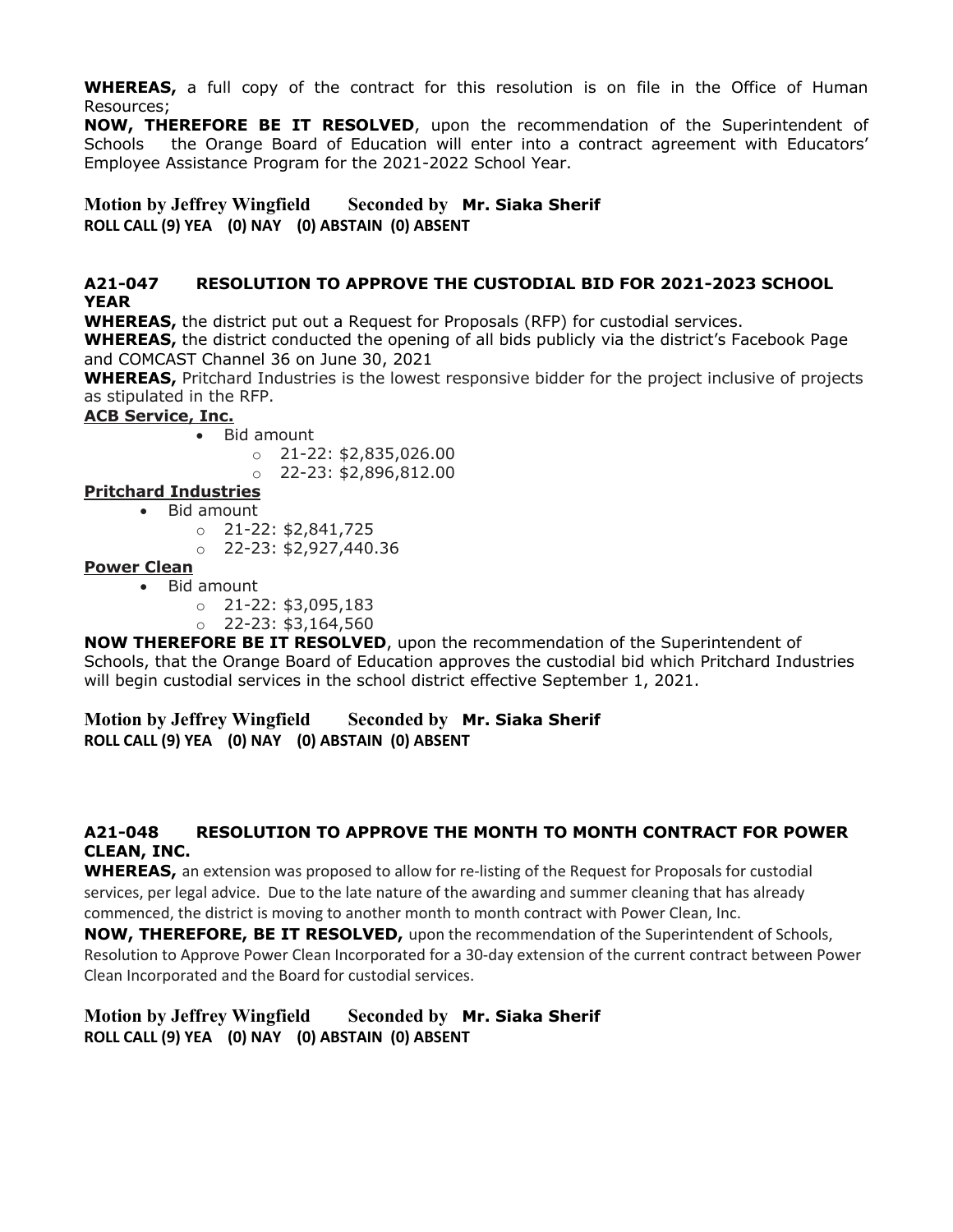**WHEREAS,** a full copy of the contract for this resolution is on file in the Office of Human Resources;

**NOW, THEREFORE BE IT RESOLVED**, upon the recommendation of the Superintendent of Schools the Orange Board of Education will enter into a contract agreement with Educators' Employee Assistance Program for the 2021-2022 School Year.

**Motion by Jeffrey Wingfield Seconded by Mr. Siaka Sherif**
**ROLL CALL (9) YEA (0) NAY (0) ABSTAIN (0) ABSENT**

### A21-047 RESOLUTION TO APPROVE THE CUSTODIAL BID FOR 2021-2023 SCHOOL YEAR

**WHEREAS,** the district put out a Request for Proposals (RFP) for custodial services.

**WHEREAS,** the district conducted the opening of all bids publicly via the district's Facebook Page and COMCAST Channel 36 on June 30, 2021

**WHEREAS,** Pritchard Industries is the lowest responsive bidder for the project inclusive of projects as stipulated in the RFP.

**ACB Service, Inc.**

- Bid amount
  - 21-22: $2,835,026.00
  - 22-23: $2,896,812.00

**Pritchard Industries**

- Bid amount
  - 21-22: $2,841,725
  - 22-23: $2,927,440.36

**Power Clean**

- Bid amount
  - 21-22: $3,095,183
  - 22-23: $3,164,560

**NOW THEREFORE BE IT RESOLVED**, upon the recommendation of the Superintendent of Schools, that the Orange Board of Education approves the custodial bid which Pritchard Industries will begin custodial services in the school district effective September 1, 2021.

**Motion by Jeffrey Wingfield Seconded by Mr. Siaka Sherif**
**ROLL CALL (9) YEA (0) NAY (0) ABSTAIN (0) ABSENT**

### A21-048 RESOLUTION TO APPROVE THE MONTH TO MONTH CONTRACT FOR POWER CLEAN, INC.

**WHEREAS,** an extension was proposed to allow for re-listing of the Request for Proposals for custodial services, per legal advice. Due to the late nature of the awarding and summer cleaning that has already commenced, the district is moving to another month to month contract with Power Clean, Inc.

**NOW, THEREFORE, BE IT RESOLVED,** upon the recommendation of the Superintendent of Schools, Resolution to Approve Power Clean Incorporated for a 30-day extension of the current contract between Power Clean Incorporated and the Board for custodial services.

**Motion by Jeffrey Wingfield Seconded by Mr. Siaka Sherif**
**ROLL CALL (9) YEA (0) NAY (0) ABSTAIN (0) ABSENT**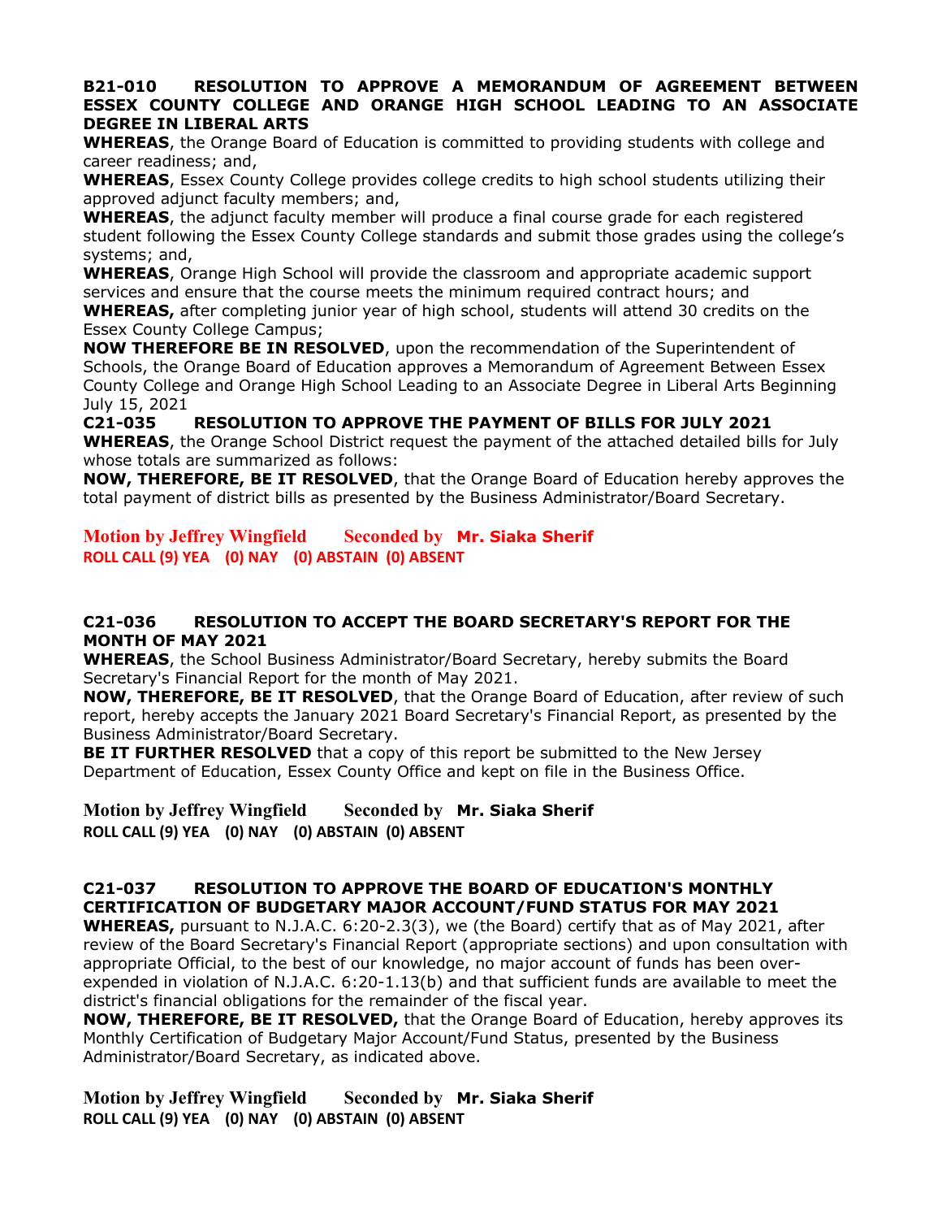**B21-010 RESOLUTION TO APPROVE A MEMORANDUM OF AGREEMENT BETWEEN ESSEX COUNTY COLLEGE AND ORANGE HIGH SCHOOL LEADING TO AN ASSOCIATE DEGREE IN LIBERAL ARTS**

**WHEREAS**, the Orange Board of Education is committed to providing students with college and career readiness; and,

**WHEREAS**, Essex County College provides college credits to high school students utilizing their approved adjunct faculty members; and,

**WHEREAS**, the adjunct faculty member will produce a final course grade for each registered student following the Essex County College standards and submit those grades using the college's systems; and,

**WHEREAS**, Orange High School will provide the classroom and appropriate academic support services and ensure that the course meets the minimum required contract hours; and

**WHEREAS,** after completing junior year of high school, students will attend 30 credits on the Essex County College Campus;

**NOW THEREFORE BE IN RESOLVED**, upon the recommendation of the Superintendent of Schools, the Orange Board of Education approves a Memorandum of Agreement Between Essex County College and Orange High School Leading to an Associate Degree in Liberal Arts Beginning July 15, 2021

**C21-035 RESOLUTION TO APPROVE THE PAYMENT OF BILLS FOR JULY 2021**

**WHEREAS**, the Orange School District request the payment of the attached detailed bills for July whose totals are summarized as follows:

**NOW, THEREFORE, BE IT RESOLVED**, that the Orange Board of Education hereby approves the total payment of district bills as presented by the Business Administrator/Board Secretary.

**Motion by Jeffrey Wingfield Seconded by Mr. Siaka Sherif**
**ROLL CALL (9) YEA (0) NAY (0) ABSTAIN (0) ABSENT**

**C21-036 RESOLUTION TO ACCEPT THE BOARD SECRETARY'S REPORT FOR THE MONTH OF MAY 2021**

**WHEREAS**, the School Business Administrator/Board Secretary, hereby submits the Board Secretary's Financial Report for the month of May 2021.

**NOW, THEREFORE, BE IT RESOLVED**, that the Orange Board of Education, after review of such report, hereby accepts the January 2021 Board Secretary's Financial Report, as presented by the Business Administrator/Board Secretary.

**BE IT FURTHER RESOLVED** that a copy of this report be submitted to the New Jersey Department of Education, Essex County Office and kept on file in the Business Office.

**Motion by Jeffrey Wingfield Seconded by Mr. Siaka Sherif**
**ROLL CALL (9) YEA (0) NAY (0) ABSTAIN (0) ABSENT**

**C21-037 RESOLUTION TO APPROVE THE BOARD OF EDUCATION'S MONTHLY CERTIFICATION OF BUDGETARY MAJOR ACCOUNT/FUND STATUS FOR MAY 2021**

**WHEREAS,** pursuant to N.J.A.C. 6:20-2.3(3), we (the Board) certify that as of May 2021, after review of the Board Secretary's Financial Report (appropriate sections) and upon consultation with appropriate Official, to the best of our knowledge, no major account of funds has been over-expended in violation of N.J.A.C. 6:20-1.13(b) and that sufficient funds are available to meet the district's financial obligations for the remainder of the fiscal year.

**NOW, THEREFORE, BE IT RESOLVED,** that the Orange Board of Education, hereby approves its Monthly Certification of Budgetary Major Account/Fund Status, presented by the Business Administrator/Board Secretary, as indicated above.

**Motion by Jeffrey Wingfield Seconded by Mr. Siaka Sherif**
**ROLL CALL (9) YEA (0) NAY (0) ABSTAIN (0) ABSENT**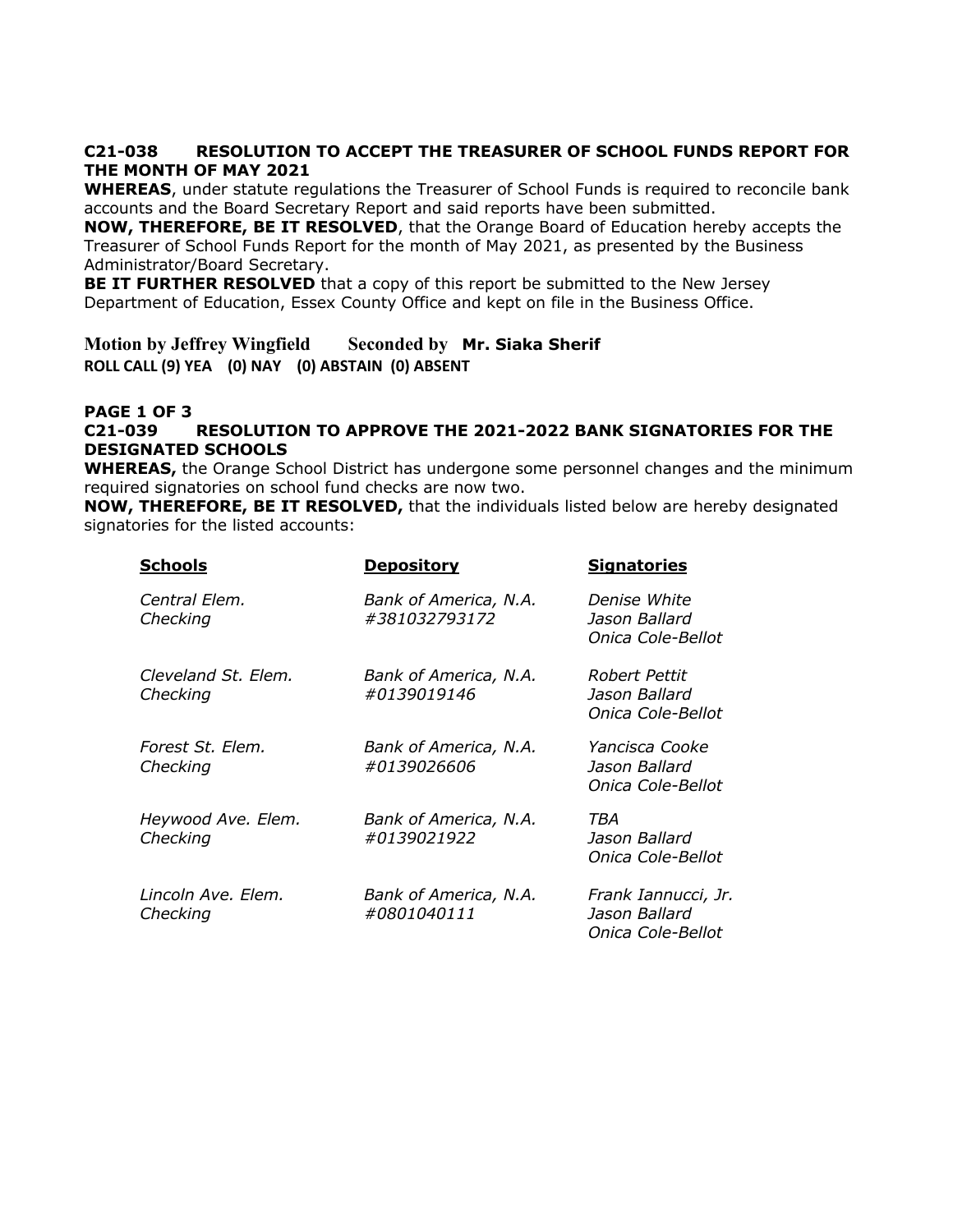**C21-038 RESOLUTION TO ACCEPT THE TREASURER OF SCHOOL FUNDS REPORT FOR THE MONTH OF MAY 2021**

**WHEREAS**, under statute regulations the Treasurer of School Funds is required to reconcile bank accounts and the Board Secretary Report and said reports have been submitted.

**NOW, THEREFORE, BE IT RESOLVED**, that the Orange Board of Education hereby accepts the Treasurer of School Funds Report for the month of May 2021, as presented by the Business Administrator/Board Secretary.

**BE IT FURTHER RESOLVED** that a copy of this report be submitted to the New Jersey Department of Education, Essex County Office and kept on file in the Business Office.

**Motion by Jeffrey Wingfield Seconded by Mr. Siaka Sherif**

**ROLL CALL (9) YEA (0) NAY (0) ABSTAIN (0) ABSENT**

**PAGE 1 OF 3**

**C21-039 RESOLUTION TO APPROVE THE 2021-2022 BANK SIGNATORIES FOR THE DESIGNATED SCHOOLS**

**WHEREAS,** the Orange School District has undergone some personnel changes and the minimum required signatories on school fund checks are now two.

**NOW, THEREFORE, BE IT RESOLVED,** that the individuals listed below are hereby designated signatories for the listed accounts:

| **Schools** | **Depository** | **Signatories** |
|---|---|---|
| *Central Elem. Checking* | *Bank of America, N.A. #381032793172* | *Denise White*<br>*Jason Ballard*<br>*Onica Cole-Bellot* |
| *Cleveland St. Elem. Checking* | *Bank of America, N.A. #0139019146* | *Robert Pettit*<br>*Jason Ballard*<br>*Onica Cole-Bellot* |
| *Forest St. Elem. Checking* | *Bank of America, N.A. #0139026606* | *Yancisca Cooke*<br>*Jason Ballard*<br>*Onica Cole-Bellot* |
| *Heywood Ave. Elem. Checking* | *Bank of America, N.A. #0139021922* | *TBA*<br>*Jason Ballard*<br>*Onica Cole-Bellot* |
| *Lincoln Ave. Elem. Checking* | *Bank of America, N.A. #0801040111* | *Frank Iannucci, Jr.*<br>*Jason Ballard*<br>*Onica Cole-Bellot* |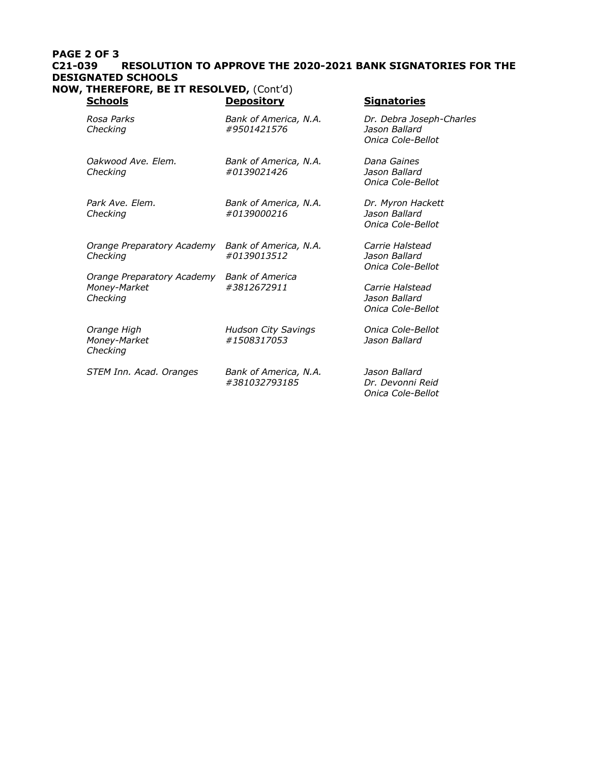**C21-039 RESOLUTION TO APPROVE THE 2020-2021 BANK SIGNATORIES FOR THE DESIGNATED SCHOOLS**

**NOW, THEREFORE, BE IT RESOLVED,** (Cont'd)

| **Schools** | **Depository** | **Signatories** |
|---|---|---|
| *Rosa Parks Checking* | *Bank of America, N.A. #9501421576* | *Dr. Debra Joseph-Charles<br>Jason Ballard<br>Onica Cole-Bellot* |
| *Oakwood Ave. Elem. Checking* | *Bank of America, N.A. #0139021426* | *Dana Gaines<br>Jason Ballard<br>Onica Cole-Bellot* |
| *Park Ave. Elem. Checking* | *Bank of America, N.A. #0139000216* | *Dr. Myron Hackett<br>Jason Ballard<br>Onica Cole-Bellot* |
| *Orange Preparatory Academy Checking* | *Bank of America, N.A. #0139013512* | *Carrie Halstead<br>Jason Ballard<br>Onica Cole-Bellot* |
| *Orange Preparatory Academy Money-Market Checking* | *Bank of America #3812672911* | *Carrie Halstead<br>Jason Ballard<br>Onica Cole-Bellot* |
| *Orange High Money-Market Checking* | *Hudson City Savings #1508317053* | *Onica Cole-Bellot<br>Jason Ballard* |
| *STEM Inn. Acad. Oranges* | *Bank of America, N.A. #381032793185* | *Jason Ballard<br>Dr. Devonni Reid<br>Onica Cole-Bellot* |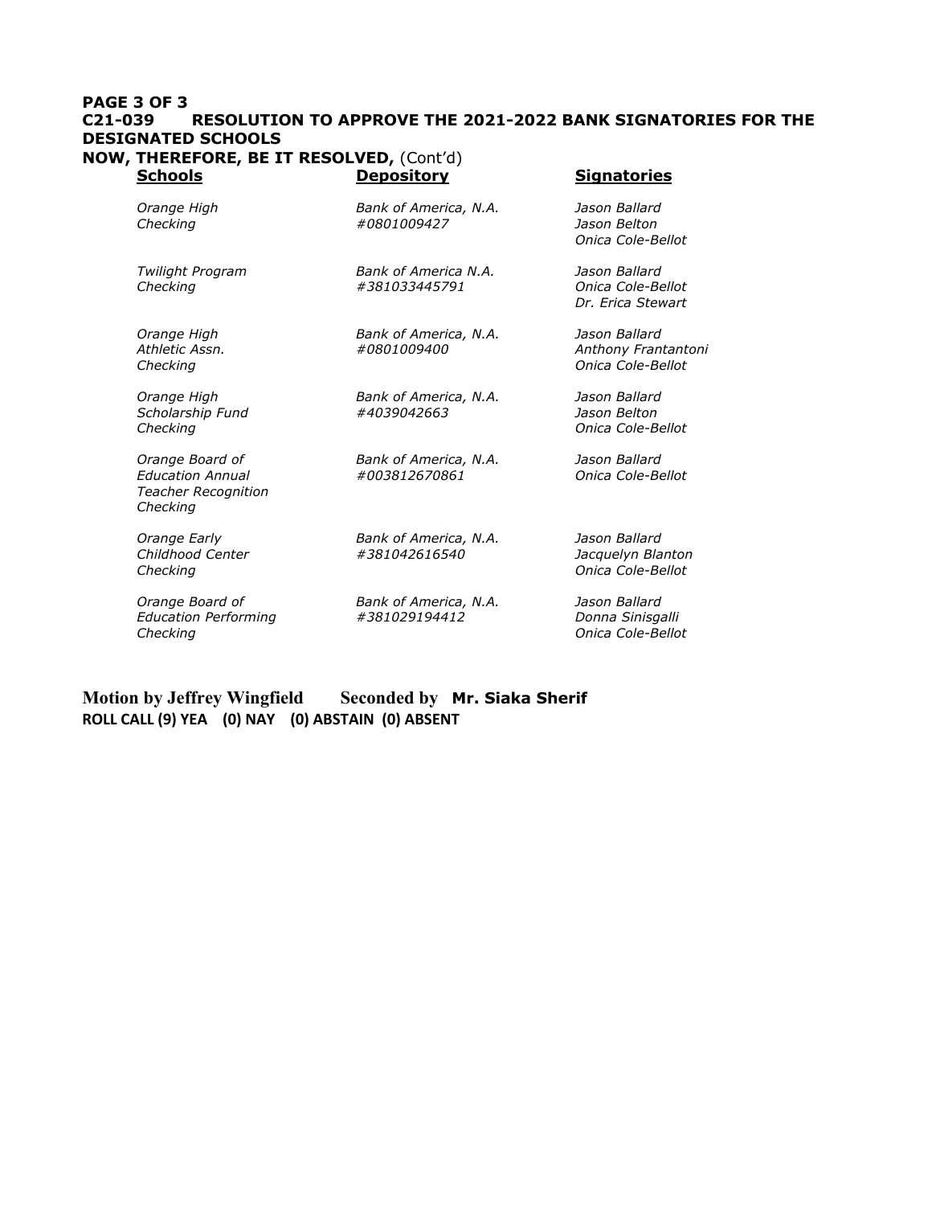**PAGE 3 OF 3**

**C21-039 RESOLUTION TO APPROVE THE 2021-2022 BANK SIGNATORIES FOR THE DESIGNATED SCHOOLS**

**NOW, THEREFORE, BE IT RESOLVED,** (Cont'd)

| **Schools** | **Depository** | **Signatories** |
|---|---|---|
| *Orange High Checking* | *Bank of America, N.A. #0801009427* | *Jason Ballard<br>Jason Belton<br>Onica Cole-Bellot* |
| *Twilight Program Checking* | *Bank of America N.A. #381033445791* | *Jason Ballard<br>Onica Cole-Bellot<br>Dr. Erica Stewart* |
| *Orange High Athletic Assn. Checking* | *Bank of America, N.A. #0801009400* | *Jason Ballard<br>Anthony Frantantoni<br>Onica Cole-Bellot* |
| *Orange High Scholarship Fund Checking* | *Bank of America, N.A. #4039042663* | *Jason Ballard<br>Jason Belton<br>Onica Cole-Bellot* |
| *Orange Board of Education Annual Teacher Recognition Checking* | *Bank of America, N.A. #003812670861* | *Jason Ballard<br>Onica Cole-Bellot* |
| *Orange Early Childhood Center Checking* | *Bank of America, N.A. #381042616540* | *Jason Ballard<br>Jacquelyn Blanton<br>Onica Cole-Bellot* |
| *Orange Board of Education Performing Checking* | *Bank of America, N.A. #381029194412* | *Jason Ballard<br>Donna Sinisgalli<br>Onica Cole-Bellot* |

**Motion by Jeffrey Wingfield Seconded by Mr. Siaka Sherif**

**ROLL CALL (9) YEA (0) NAY (0) ABSTAIN (0) ABSENT**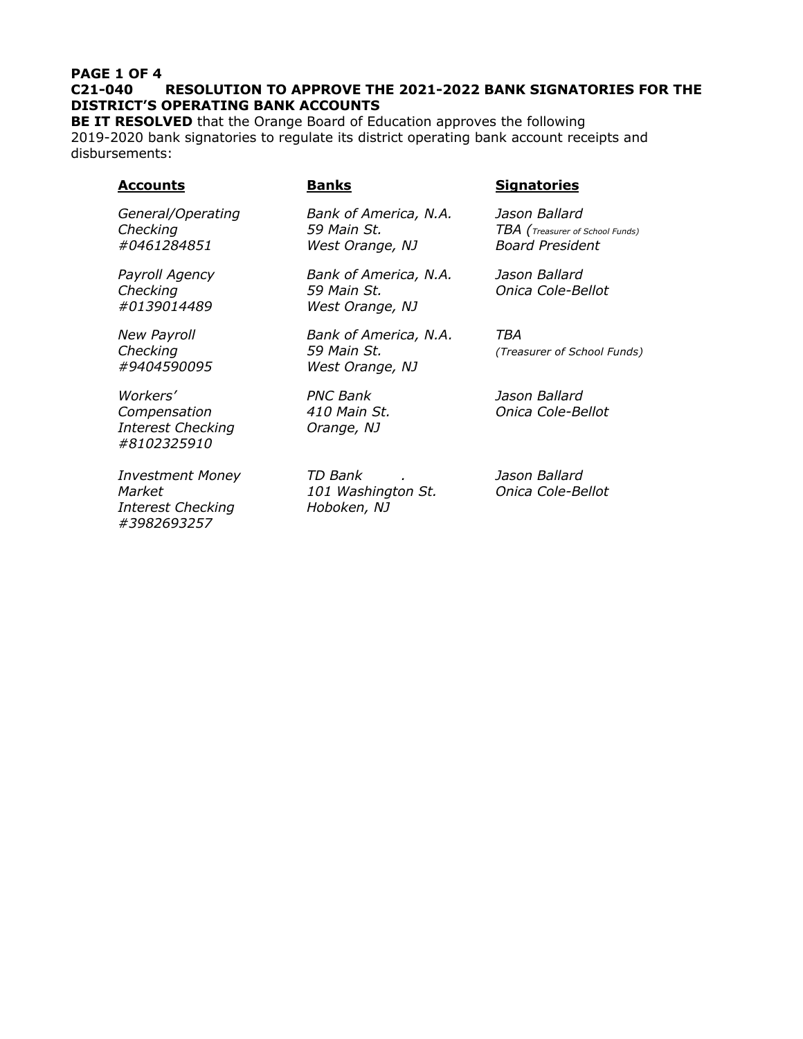**PAGE 1 OF 4**

**C21-040 RESOLUTION TO APPROVE THE 2021-2022 BANK SIGNATORIES FOR THE DISTRICT'S OPERATING BANK ACCOUNTS**

**BE IT RESOLVED** that the Orange Board of Education approves the following 2019-2020 bank signatories to regulate its district operating bank account receipts and disbursements:

| **Accounts** | **Banks** | **Signatories** |
|---|---|---|
| *General/Operating Checking #0461284851* | *Bank of America, N.A. 59 Main St. West Orange, NJ* | *Jason Ballard*<br>*TBA (Treasurer of School Funds)*<br>*Board President* |
| *Payroll Agency Checking #0139014489* | *Bank of America, N.A. 59 Main St. West Orange, NJ* | *Jason Ballard*<br>*Onica Cole-Bellot* |
| *New Payroll Checking #9404590095* | *Bank of America, N.A. 59 Main St. West Orange, NJ* | *TBA (Treasurer of School Funds)* |
| *Workers' Compensation Interest Checking #8102325910* | *PNC Bank 410 Main St. Orange, NJ* | *Jason Ballard*<br>*Onica Cole-Bellot* |
| *Investment Money Market Interest Checking #3982693257* | *TD Bank . 101 Washington St. Hoboken, NJ* | *Jason Ballard*<br>*Onica Cole-Bellot* |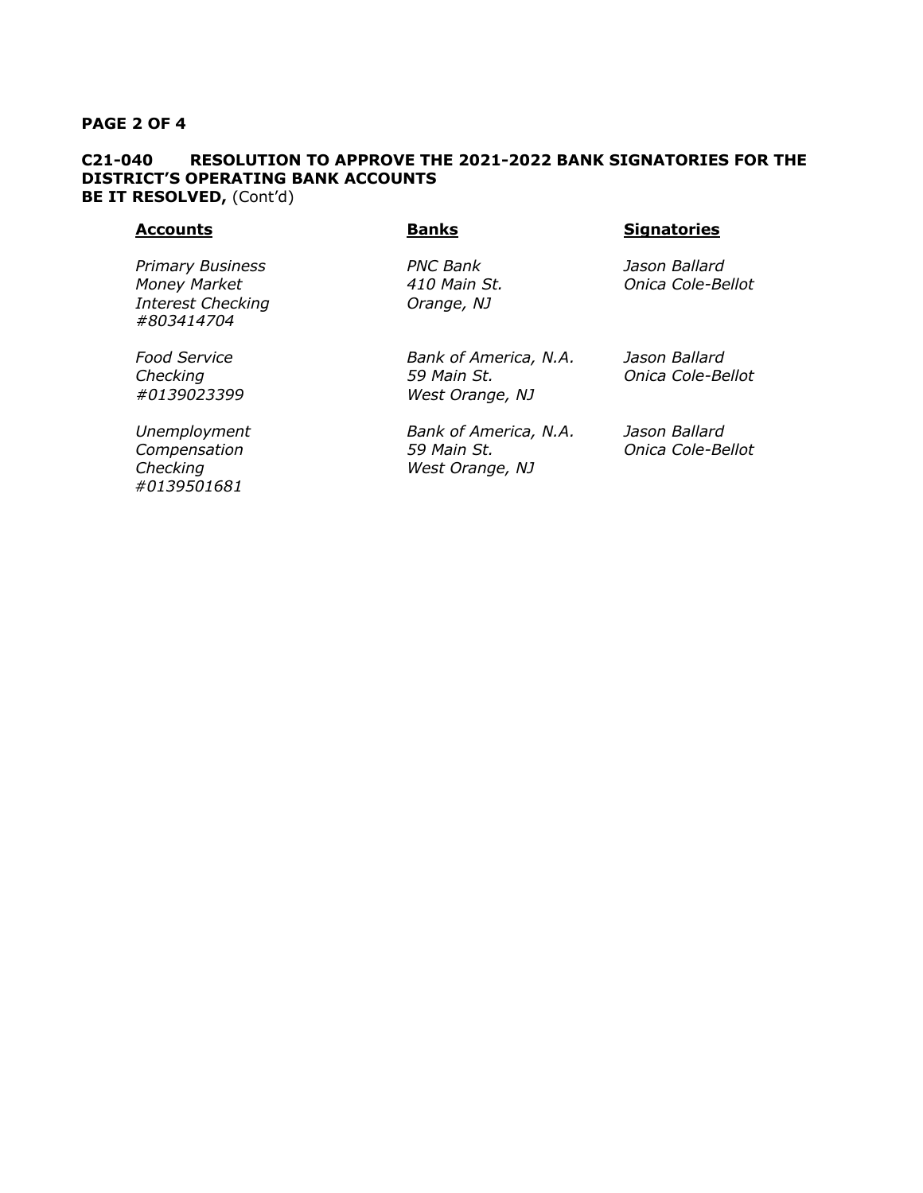**C21-040 RESOLUTION TO APPROVE THE 2021-2022 BANK SIGNATORIES FOR THE DISTRICT'S OPERATING BANK ACCOUNTS**
**BE IT RESOLVED,** (Cont'd)

| **Accounts** | **Banks** | **Signatories** |
|---|---|---|
| *Primary Business Money Market Interest Checking #803414704* | *PNC Bank 410 Main St. Orange, NJ* | *Jason Ballard Onica Cole-Bellot* |
| *Food Service Checking #0139023399* | *Bank of America, N.A. 59 Main St. West Orange, NJ* | *Jason Ballard Onica Cole-Bellot* |
| *Unemployment Compensation Checking #0139501681* | *Bank of America, N.A. 59 Main St. West Orange, NJ* | *Jason Ballard Onica Cole-Bellot* |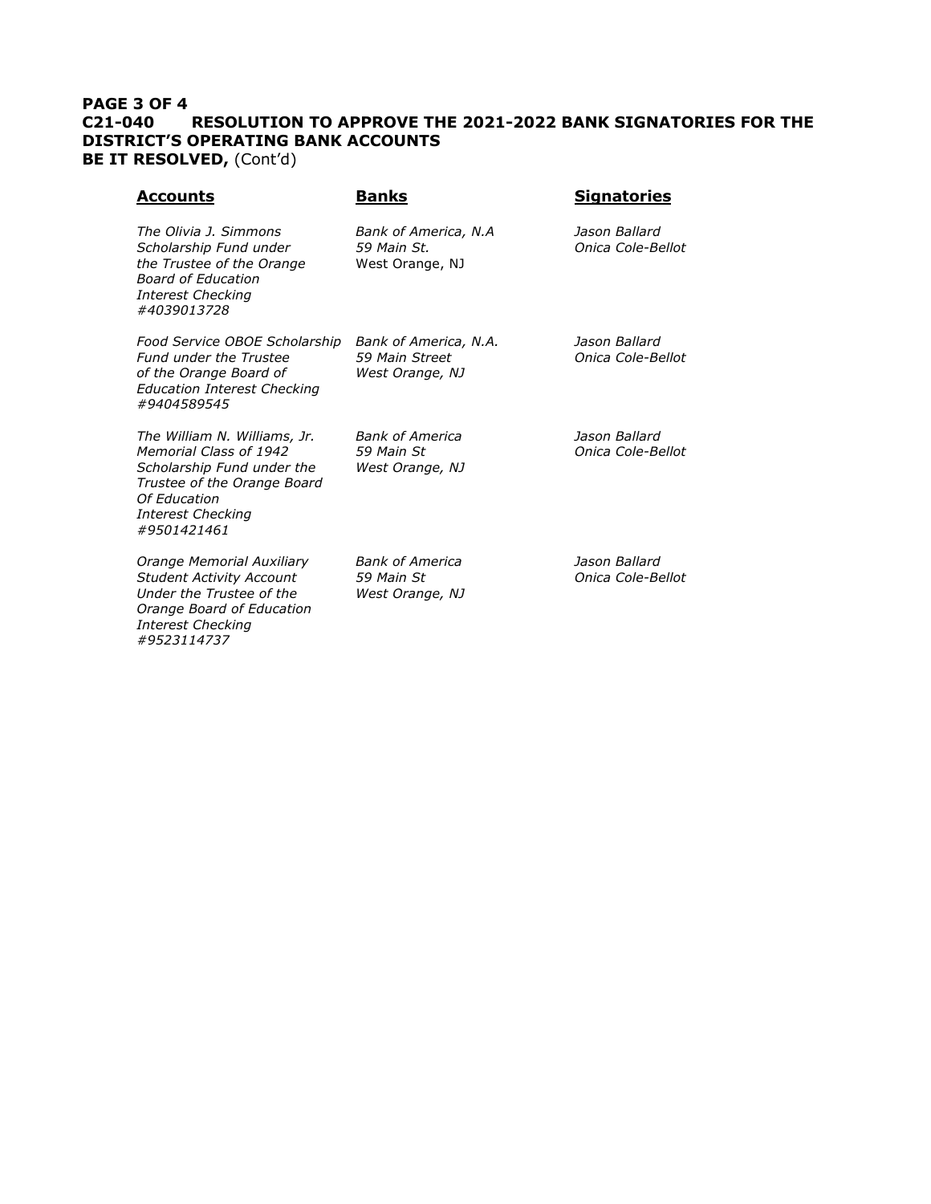**PAGE 3 OF 4**
**C21-040 RESOLUTION TO APPROVE THE 2021-2022 BANK SIGNATORIES FOR THE DISTRICT'S OPERATING BANK ACCOUNTS**
**BE IT RESOLVED,** (Cont'd)

| **Accounts** | **Banks** | **Signatories** |
|---|---|---|
| *The Olivia J. Simmons Scholarship Fund under the Trustee of the Orange Board of Education Interest Checking #4039013728* | *Bank of America, N.A 59 Main St.* West Orange, NJ | *Jason Ballard Onica Cole-Bellot* |
| *Food Service OBOE Scholarship Fund under the Trustee of the Orange Board of Education Interest Checking #9404589545* | *Bank of America, N.A. 59 Main Street West Orange, NJ* | *Jason Ballard Onica Cole-Bellot* |
| *The William N. Williams, Jr. Memorial Class of 1942 Scholarship Fund under the Trustee of the Orange Board Of Education Interest Checking #9501421461* | *Bank of America 59 Main St West Orange, NJ* | *Jason Ballard Onica Cole-Bellot* |
| *Orange Memorial Auxiliary Student Activity Account Under the Trustee of the Orange Board of Education Interest Checking #9523114737* | *Bank of America 59 Main St West Orange, NJ* | *Jason Ballard Onica Cole-Bellot* |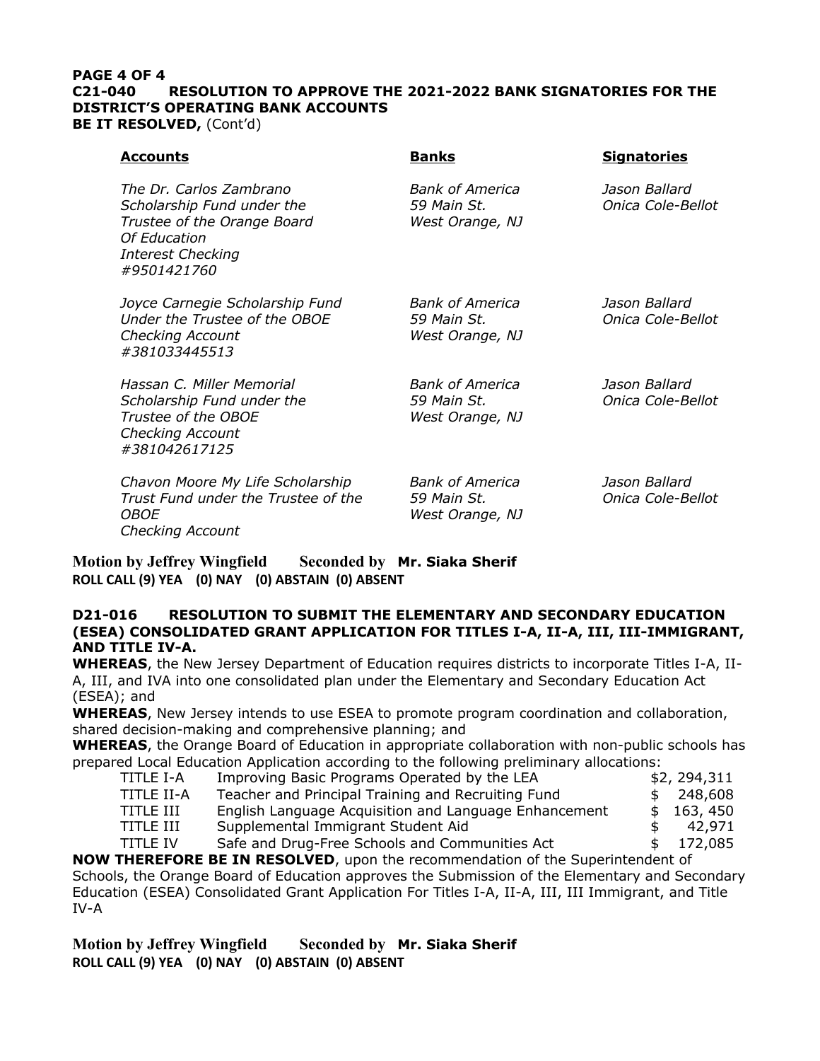**PAGE 4 OF 4**

**C21-040 RESOLUTION TO APPROVE THE 2021-2022 BANK SIGNATORIES FOR THE DISTRICT'S OPERATING BANK ACCOUNTS**

**BE IT RESOLVED,** (Cont'd)

| **Accounts** | **Banks** | **Signatories** |
|---|---|---|
| *The Dr. Carlos Zambrano Scholarship Fund under the Trustee of the Orange Board Of Education Interest Checking #9501421760* | *Bank of America 59 Main St. West Orange, NJ* | *Jason Ballard Onica Cole-Bellot* |
| *Joyce Carnegie Scholarship Fund Under the Trustee of the OBOE Checking Account #381033445513* | *Bank of America 59 Main St. West Orange, NJ* | *Jason Ballard Onica Cole-Bellot* |
| *Hassan C. Miller Memorial Scholarship Fund under the Trustee of the OBOE Checking Account #381042617125* | *Bank of America 59 Main St. West Orange, NJ* | *Jason Ballard Onica Cole-Bellot* |
| *Chavon Moore My Life Scholarship Trust Fund under the Trustee of the OBOE Checking Account* | *Bank of America 59 Main St. West Orange, NJ* | *Jason Ballard Onica Cole-Bellot* |

**Motion by Jeffrey Wingfield Seconded by Mr. Siaka Sherif**
**ROLL CALL (9) YEA (0) NAY (0) ABSTAIN (0) ABSENT**

**D21-016 RESOLUTION TO SUBMIT THE ELEMENTARY AND SECONDARY EDUCATION (ESEA) CONSOLIDATED GRANT APPLICATION FOR TITLES I-A, II-A, III, III-IMMIGRANT, AND TITLE IV-A.**

**WHEREAS**, the New Jersey Department of Education requires districts to incorporate Titles I-A, II-A, III, and IVA into one consolidated plan under the Elementary and Secondary Education Act (ESEA); and

**WHEREAS**, New Jersey intends to use ESEA to promote program coordination and collaboration, shared decision-making and comprehensive planning; and

**WHEREAS**, the Orange Board of Education in appropriate collaboration with non-public schools has prepared Local Education Application according to the following preliminary allocations:

| | | |
|---|---|---|
| TITLE I-A | Improving Basic Programs Operated by the LEA | $2, 294,311 |
| TITLE II-A | Teacher and Principal Training and Recruiting Fund | $ 248,608 |
| TITLE III | English Language Acquisition and Language Enhancement | $ 163, 450 |
| TITLE III | Supplemental Immigrant Student Aid | $ 42,971 |
| TITLE IV | Safe and Drug-Free Schools and Communities Act | $ 172,085 |

**NOW THEREFORE BE IN RESOLVED**, upon the recommendation of the Superintendent of Schools, the Orange Board of Education approves the Submission of the Elementary and Secondary Education (ESEA) Consolidated Grant Application For Titles I-A, II-A, III, III Immigrant, and Title IV-A

**Motion by Jeffrey Wingfield Seconded by Mr. Siaka Sherif**
**ROLL CALL (9) YEA (0) NAY (0) ABSTAIN (0) ABSENT**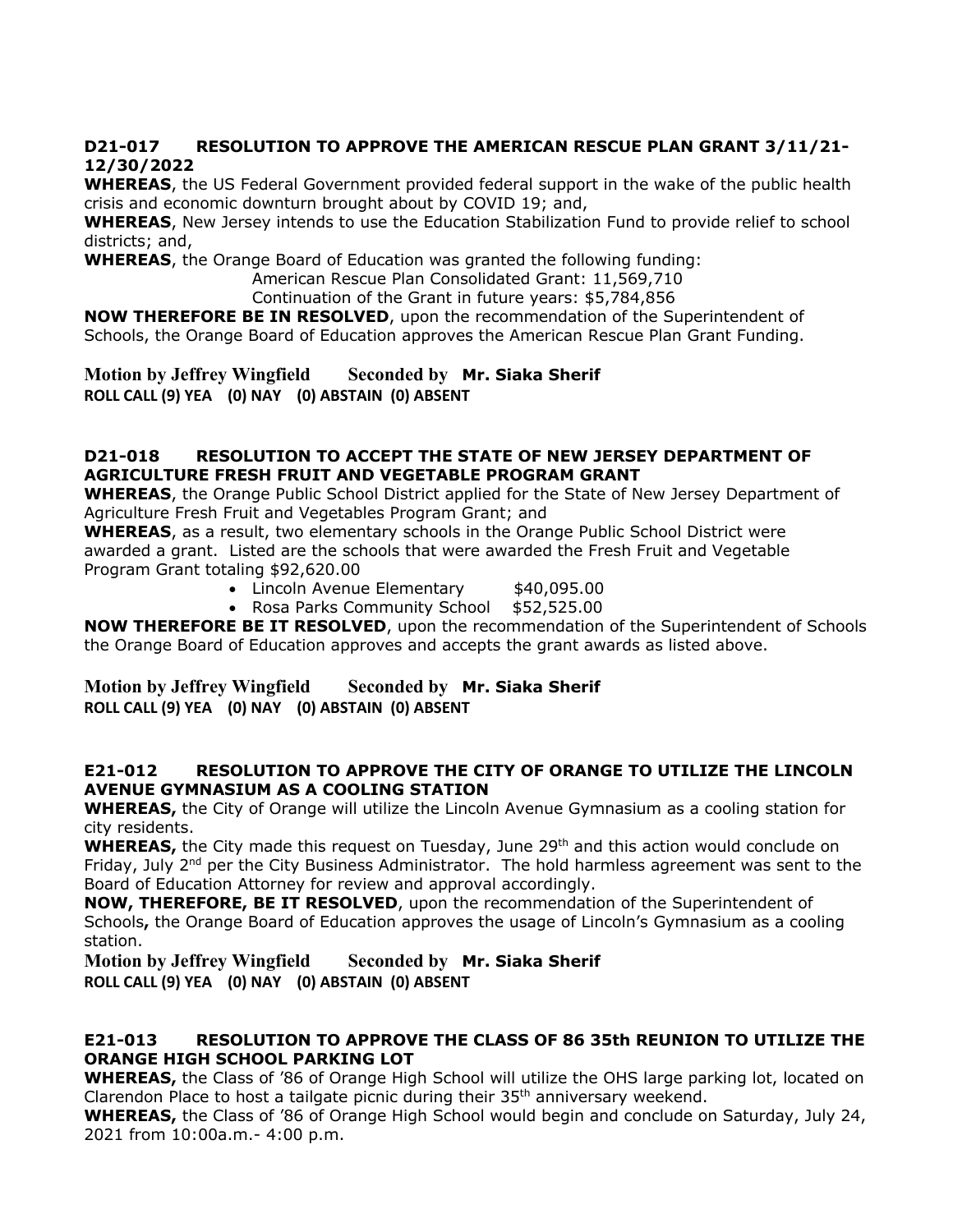**D21-017 RESOLUTION TO APPROVE THE AMERICAN RESCUE PLAN GRANT 3/11/21-12/30/2022**

**WHEREAS**, the US Federal Government provided federal support in the wake of the public health crisis and economic downturn brought about by COVID 19; and,

**WHEREAS**, New Jersey intends to use the Education Stabilization Fund to provide relief to school districts; and,

**WHEREAS**, the Orange Board of Education was granted the following funding:

American Rescue Plan Consolidated Grant: 11,569,710

Continuation of the Grant in future years: $5,784,856

**NOW THEREFORE BE IN RESOLVED**, upon the recommendation of the Superintendent of Schools, the Orange Board of Education approves the American Rescue Plan Grant Funding.

**Motion by Jeffrey Wingfield Seconded by Mr. Siaka Sherif**
**ROLL CALL (9) YEA (0) NAY (0) ABSTAIN (0) ABSENT**

**D21-018 RESOLUTION TO ACCEPT THE STATE OF NEW JERSEY DEPARTMENT OF AGRICULTURE FRESH FRUIT AND VEGETABLE PROGRAM GRANT**

**WHEREAS**, the Orange Public School District applied for the State of New Jersey Department of Agriculture Fresh Fruit and Vegetables Program Grant; and

**WHEREAS**, as a result, two elementary schools in the Orange Public School District were awarded a grant. Listed are the schools that were awarded the Fresh Fruit and Vegetable Program Grant totaling $92,620.00

- Lincoln Avenue Elementary $40,095.00
- Rosa Parks Community School $52,525.00

**NOW THEREFORE BE IT RESOLVED**, upon the recommendation of the Superintendent of Schools the Orange Board of Education approves and accepts the grant awards as listed above.

**Motion by Jeffrey Wingfield Seconded by Mr. Siaka Sherif**
**ROLL CALL (9) YEA (0) NAY (0) ABSTAIN (0) ABSENT**

**E21-012 RESOLUTION TO APPROVE THE CITY OF ORANGE TO UTILIZE THE LINCOLN AVENUE GYMNASIUM AS A COOLING STATION**

**WHEREAS,** the City of Orange will utilize the Lincoln Avenue Gymnasium as a cooling station for city residents.

**WHEREAS,** the City made this request on Tuesday, June 29th and this action would conclude on Friday, July 2nd per the City Business Administrator. The hold harmless agreement was sent to the Board of Education Attorney for review and approval accordingly.

**NOW, THEREFORE, BE IT RESOLVED**, upon the recommendation of the Superintendent of Schools**,** the Orange Board of Education approves the usage of Lincoln's Gymnasium as a cooling station.

**Motion by Jeffrey Wingfield Seconded by Mr. Siaka Sherif**
**ROLL CALL (9) YEA (0) NAY (0) ABSTAIN (0) ABSENT**

**E21-013 RESOLUTION TO APPROVE THE CLASS OF 86 35th REUNION TO UTILIZE THE ORANGE HIGH SCHOOL PARKING LOT**

**WHEREAS,** the Class of '86 of Orange High School will utilize the OHS large parking lot, located on Clarendon Place to host a tailgate picnic during their 35th anniversary weekend.

**WHEREAS,** the Class of '86 of Orange High School would begin and conclude on Saturday, July 24, 2021 from 10:00a.m.- 4:00 p.m.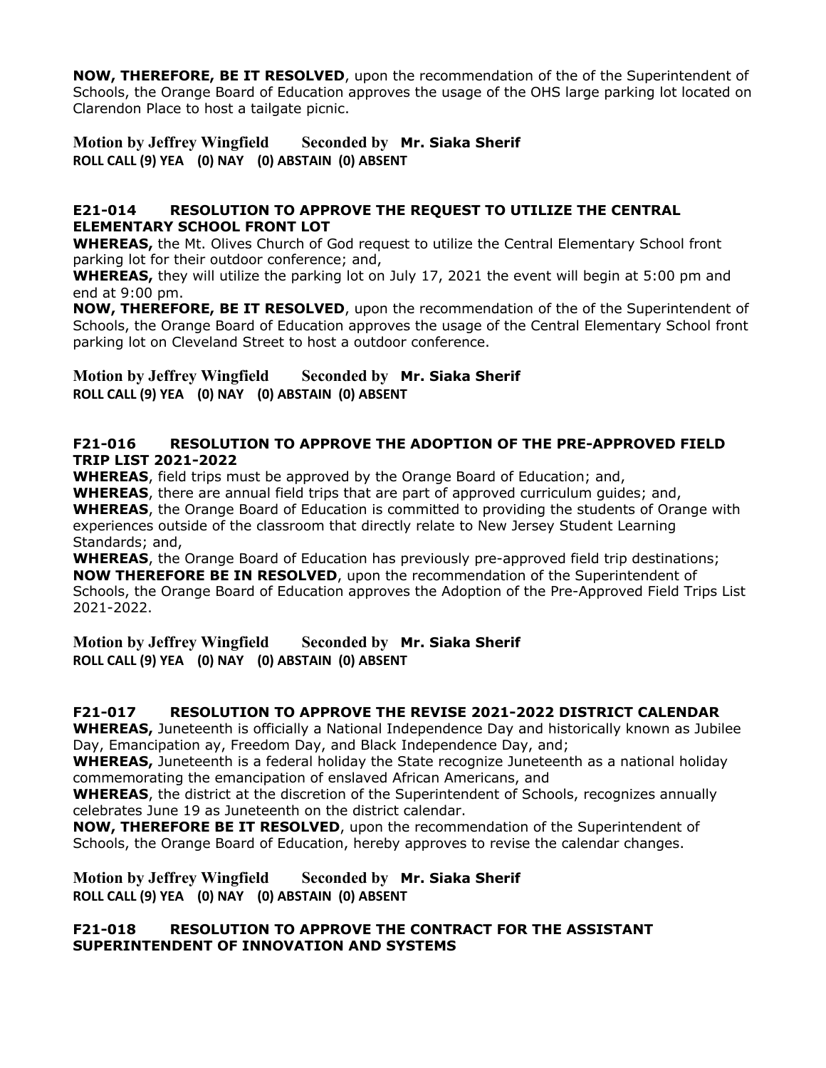**NOW, THEREFORE, BE IT RESOLVED**, upon the recommendation of the of the Superintendent of Schools, the Orange Board of Education approves the usage of the OHS large parking lot located on Clarendon Place to host a tailgate picnic.

**Motion by Jeffrey Wingfield Seconded by Mr. Siaka Sherif**
**ROLL CALL (9) YEA (0) NAY (0) ABSTAIN (0) ABSENT**

### E21-014 RESOLUTION TO APPROVE THE REQUEST TO UTILIZE THE CENTRAL ELEMENTARY SCHOOL FRONT LOT

**WHEREAS,** the Mt. Olives Church of God request to utilize the Central Elementary School front parking lot for their outdoor conference; and,

**WHEREAS,** they will utilize the parking lot on July 17, 2021 the event will begin at 5:00 pm and end at 9:00 pm.

**NOW, THEREFORE, BE IT RESOLVED**, upon the recommendation of the of the Superintendent of Schools, the Orange Board of Education approves the usage of the Central Elementary School front parking lot on Cleveland Street to host a outdoor conference.

**Motion by Jeffrey Wingfield Seconded by Mr. Siaka Sherif**
**ROLL CALL (9) YEA (0) NAY (0) ABSTAIN (0) ABSENT**

### F21-016 RESOLUTION TO APPROVE THE ADOPTION OF THE PRE-APPROVED FIELD TRIP LIST 2021-2022

**WHEREAS**, field trips must be approved by the Orange Board of Education; and,

**WHEREAS**, there are annual field trips that are part of approved curriculum guides; and,

**WHEREAS**, the Orange Board of Education is committed to providing the students of Orange with experiences outside of the classroom that directly relate to New Jersey Student Learning Standards; and,

**WHEREAS**, the Orange Board of Education has previously pre-approved field trip destinations;

**NOW THEREFORE BE IN RESOLVED**, upon the recommendation of the Superintendent of Schools, the Orange Board of Education approves the Adoption of the Pre-Approved Field Trips List 2021-2022.

**Motion by Jeffrey Wingfield Seconded by Mr. Siaka Sherif**
**ROLL CALL (9) YEA (0) NAY (0) ABSTAIN (0) ABSENT**

### F21-017 RESOLUTION TO APPROVE THE REVISE 2021-2022 DISTRICT CALENDAR

**WHEREAS,** Juneteenth is officially a National Independence Day and historically known as Jubilee Day, Emancipation ay, Freedom Day, and Black Independence Day, and;

**WHEREAS,** Juneteenth is a federal holiday the State recognize Juneteenth as a national holiday commemorating the emancipation of enslaved African Americans, and

**WHEREAS**, the district at the discretion of the Superintendent of Schools, recognizes annually celebrates June 19 as Juneteenth on the district calendar.

**NOW, THEREFORE BE IT RESOLVED**, upon the recommendation of the Superintendent of Schools, the Orange Board of Education, hereby approves to revise the calendar changes.

**Motion by Jeffrey Wingfield Seconded by Mr. Siaka Sherif**
**ROLL CALL (9) YEA (0) NAY (0) ABSTAIN (0) ABSENT**

### F21-018 RESOLUTION TO APPROVE THE CONTRACT FOR THE ASSISTANT SUPERINTENDENT OF INNOVATION AND SYSTEMS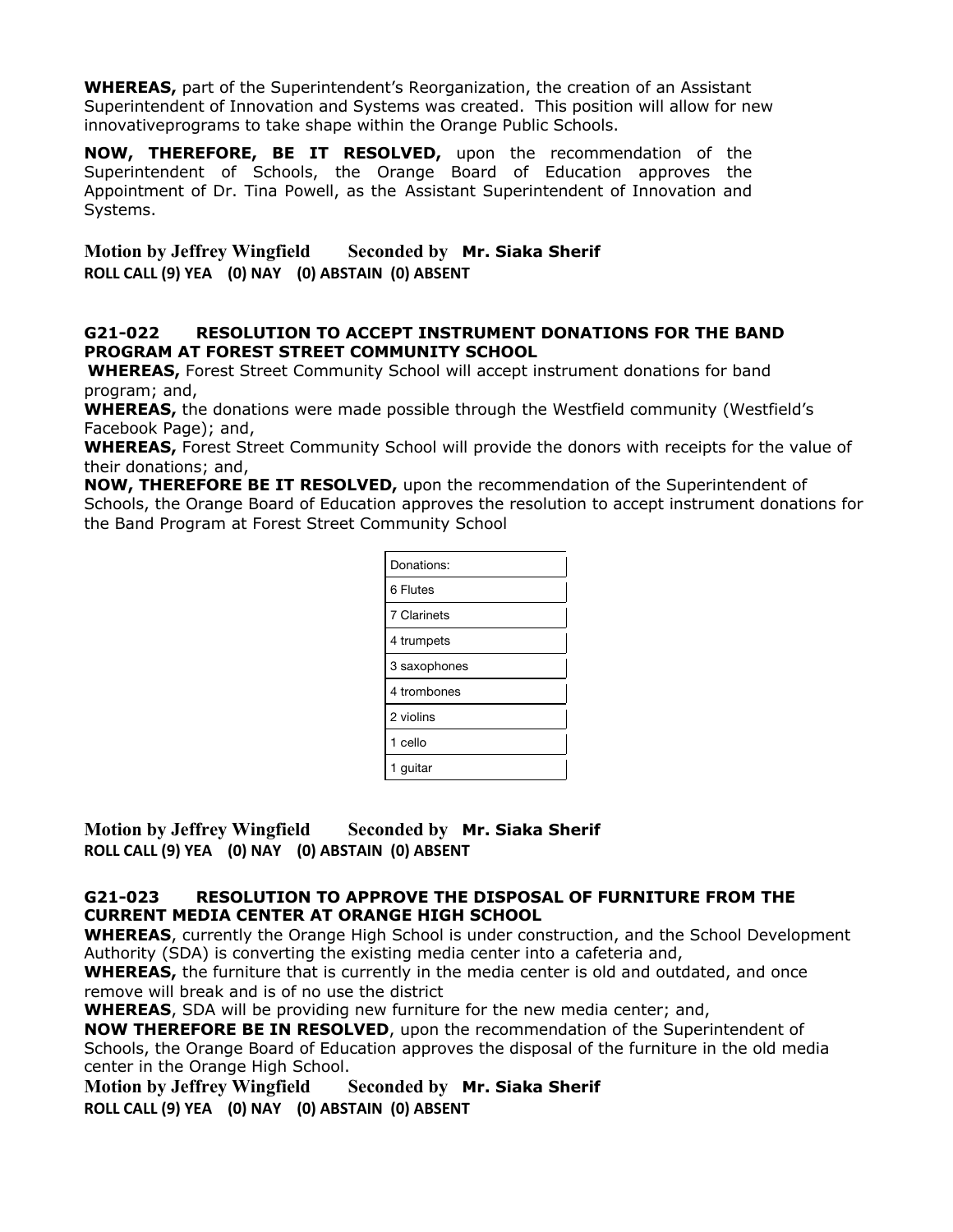**WHEREAS,** part of the Superintendent's Reorganization, the creation of an Assistant Superintendent of Innovation and Systems was created. This position will allow for new innovativeprograms to take shape within the Orange Public Schools.

**NOW, THEREFORE, BE IT RESOLVED,** upon the recommendation of the Superintendent of Schools, the Orange Board of Education approves the Appointment of Dr. Tina Powell, as the Assistant Superintendent of Innovation and Systems.

**Motion by Jeffrey Wingfield Seconded by Mr. Siaka Sherif**
**ROLL CALL (9) YEA (0) NAY (0) ABSTAIN (0) ABSENT**

**G21-022 RESOLUTION TO ACCEPT INSTRUMENT DONATIONS FOR THE BAND PROGRAM AT FOREST STREET COMMUNITY SCHOOL**

**WHEREAS,** Forest Street Community School will accept instrument donations for band program; and,

**WHEREAS,** the donations were made possible through the Westfield community (Westfield's Facebook Page); and,

**WHEREAS,** Forest Street Community School will provide the donors with receipts for the value of their donations; and,

**NOW, THEREFORE BE IT RESOLVED,** upon the recommendation of the Superintendent of Schools, the Orange Board of Education approves the resolution to accept instrument donations for the Band Program at Forest Street Community School

| Donations: |
| --- |
| 6 Flutes |
| 7 Clarinets |
| 4 trumpets |
| 3 saxophones |
| 4 trombones |
| 2 violins |
| 1 cello |
| 1 guitar |

**Motion by Jeffrey Wingfield Seconded by Mr. Siaka Sherif**
**ROLL CALL (9) YEA (0) NAY (0) ABSTAIN (0) ABSENT**

**G21-023 RESOLUTION TO APPROVE THE DISPOSAL OF FURNITURE FROM THE CURRENT MEDIA CENTER AT ORANGE HIGH SCHOOL**

**WHEREAS**, currently the Orange High School is under construction, and the School Development Authority (SDA) is converting the existing media center into a cafeteria and,

**WHEREAS,** the furniture that is currently in the media center is old and outdated, and once remove will break and is of no use the district

**WHEREAS**, SDA will be providing new furniture for the new media center; and,

**NOW THEREFORE BE IN RESOLVED**, upon the recommendation of the Superintendent of Schools, the Orange Board of Education approves the disposal of the furniture in the old media center in the Orange High School.

**Motion by Jeffrey Wingfield Seconded by Mr. Siaka Sherif**
**ROLL CALL (9) YEA (0) NAY (0) ABSTAIN (0) ABSENT**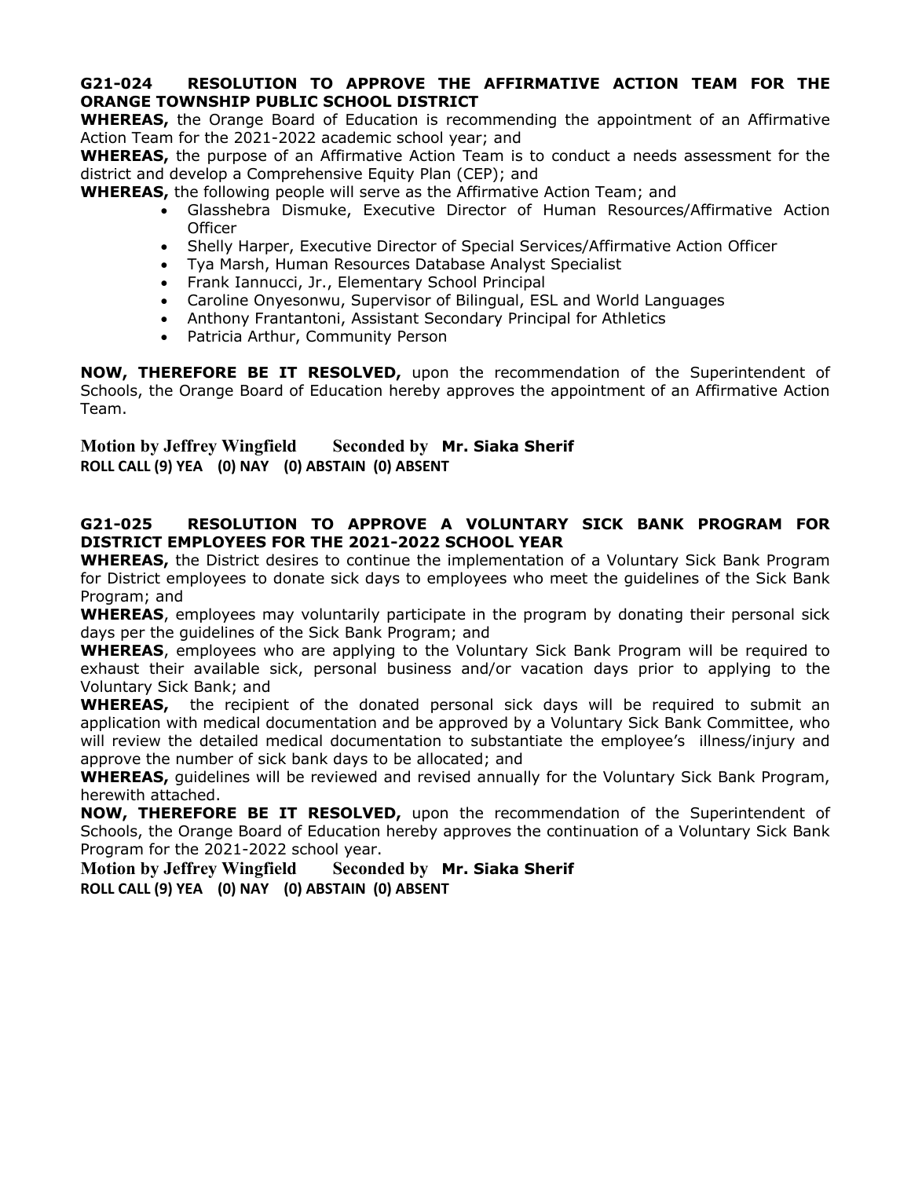**G21-024 RESOLUTION TO APPROVE THE AFFIRMATIVE ACTION TEAM FOR THE ORANGE TOWNSHIP PUBLIC SCHOOL DISTRICT**

**WHEREAS,** the Orange Board of Education is recommending the appointment of an Affirmative Action Team for the 2021-2022 academic school year; and

**WHEREAS,** the purpose of an Affirmative Action Team is to conduct a needs assessment for the district and develop a Comprehensive Equity Plan (CEP); and

**WHEREAS,** the following people will serve as the Affirmative Action Team; and

- Glasshebra Dismuke, Executive Director of Human Resources/Affirmative Action Officer
- Shelly Harper, Executive Director of Special Services/Affirmative Action Officer
- Tya Marsh, Human Resources Database Analyst Specialist
- Frank Iannucci, Jr., Elementary School Principal
- Caroline Onyesonwu, Supervisor of Bilingual, ESL and World Languages
- Anthony Frantantoni, Assistant Secondary Principal for Athletics
- Patricia Arthur, Community Person

**NOW, THEREFORE BE IT RESOLVED,** upon the recommendation of the Superintendent of Schools, the Orange Board of Education hereby approves the appointment of an Affirmative Action Team.

**Motion by Jeffrey Wingfield Seconded by Mr. Siaka Sherif**
**ROLL CALL (9) YEA (0) NAY (0) ABSTAIN (0) ABSENT**

**G21-025 RESOLUTION TO APPROVE A VOLUNTARY SICK BANK PROGRAM FOR DISTRICT EMPLOYEES FOR THE 2021-2022 SCHOOL YEAR**

**WHEREAS,** the District desires to continue the implementation of a Voluntary Sick Bank Program for District employees to donate sick days to employees who meet the guidelines of the Sick Bank Program; and

**WHEREAS**, employees may voluntarily participate in the program by donating their personal sick days per the guidelines of the Sick Bank Program; and

**WHEREAS**, employees who are applying to the Voluntary Sick Bank Program will be required to exhaust their available sick, personal business and/or vacation days prior to applying to the Voluntary Sick Bank; and

**WHEREAS,** the recipient of the donated personal sick days will be required to submit an application with medical documentation and be approved by a Voluntary Sick Bank Committee, who will review the detailed medical documentation to substantiate the employee's illness/injury and approve the number of sick bank days to be allocated; and

**WHEREAS,** guidelines will be reviewed and revised annually for the Voluntary Sick Bank Program, herewith attached.

**NOW, THEREFORE BE IT RESOLVED,** upon the recommendation of the Superintendent of Schools, the Orange Board of Education hereby approves the continuation of a Voluntary Sick Bank Program for the 2021-2022 school year.

**Motion by Jeffrey Wingfield Seconded by Mr. Siaka Sherif**
**ROLL CALL (9) YEA (0) NAY (0) ABSTAIN (0) ABSENT**